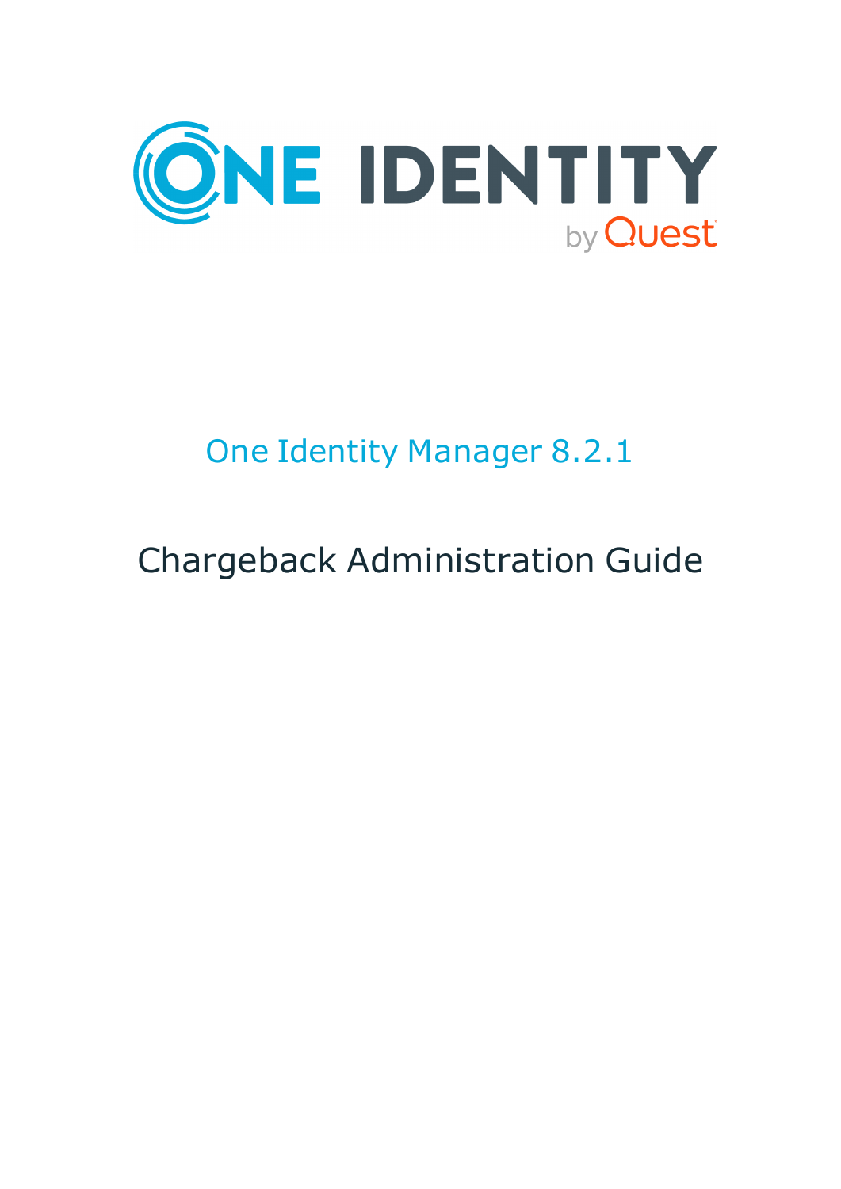ONE IDENTITY by Quest

# One Identity Manager 8.2.1

## Chargeback Administration Guide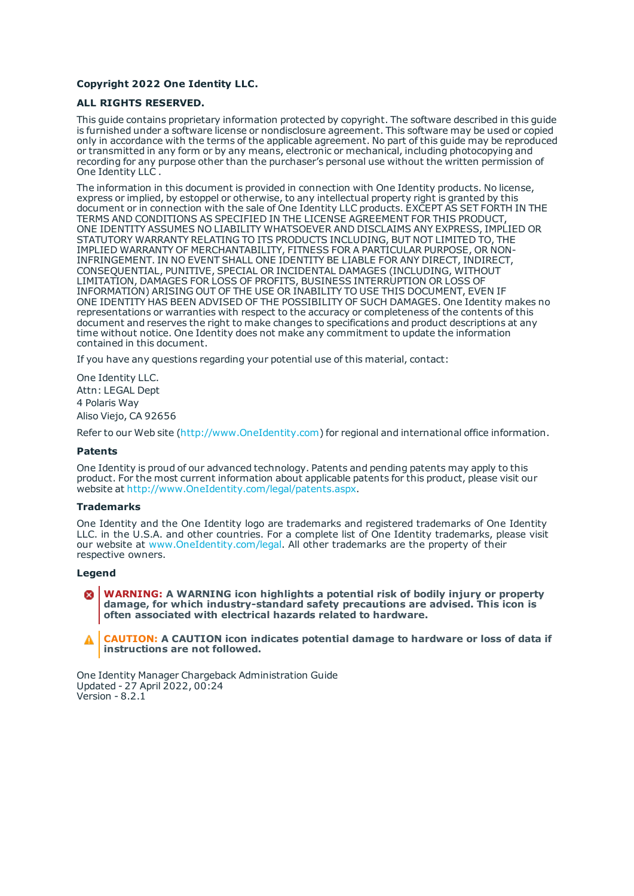**Copyright 2022 One Identity LLC.**

**ALL RIGHTS RESERVED.**

This guide contains proprietary information protected by copyright. The software described in this guide is furnished under a software license or nondisclosure agreement. This software may be used or copied only in accordance with the terms of the applicable agreement. No part of this guide may be reproduced or transmitted in any form or by any means, electronic or mechanical, including photocopying and recording for any purpose other than the purchaser's personal use without the written permission of One Identity LLC .

The information in this document is provided in connection with One Identity products. No license, express or implied, by estoppel or otherwise, to any intellectual property right is granted by this document or in connection with the sale of One Identity LLC products. EXCEPT AS SET FORTH IN THE TERMS AND CONDITIONS AS SPECIFIED IN THE LICENSE AGREEMENT FOR THIS PRODUCT, ONE IDENTITY ASSUMES NO LIABILITY WHATSOEVER AND DISCLAIMS ANY EXPRESS, IMPLIED OR STATUTORY WARRANTY RELATING TO ITS PRODUCTS INCLUDING, BUT NOT LIMITED TO, THE IMPLIED WARRANTY OF MERCHANTABILITY, FITNESS FOR A PARTICULAR PURPOSE, OR NON-INFRINGEMENT. IN NO EVENT SHALL ONE IDENTITY BE LIABLE FOR ANY DIRECT, INDIRECT, CONSEQUENTIAL, PUNITIVE, SPECIAL OR INCIDENTAL DAMAGES (INCLUDING, WITHOUT LIMITATION, DAMAGES FOR LOSS OF PROFITS, BUSINESS INTERRUPTION OR LOSS OF INFORMATION) ARISING OUT OF THE USE OR INABILITY TO USE THIS DOCUMENT, EVEN IF ONE IDENTITY HAS BEEN ADVISED OF THE POSSIBILITY OF SUCH DAMAGES. One Identity makes no representations or warranties with respect to the accuracy or completeness of the contents of this document and reserves the right to make changes to specifications and product descriptions at any time without notice. One Identity does not make any commitment to update the information contained in this document.

If you have any questions regarding your potential use of this material, contact:

One Identity LLC.
Attn: LEGAL Dept
4 Polaris Way
Aliso Viejo, CA 92656

Refer to our Web site (http://www.OneIdentity.com) for regional and international office information.

### Patents

One Identity is proud of our advanced technology. Patents and pending patents may apply to this product. For the most current information about applicable patents for this product, please visit our website at http://www.OneIdentity.com/legal/patents.aspx.

### Trademarks

One Identity and the One Identity logo are trademarks and registered trademarks of One Identity LLC. in the U.S.A. and other countries. For a complete list of One Identity trademarks, please visit our website at www.OneIdentity.com/legal. All other trademarks are the property of their respective owners.

### Legend

**WARNING: A WARNING icon highlights a potential risk of bodily injury or property damage, for which industry-standard safety precautions are advised. This icon is often associated with electrical hazards related to hardware.**

**CAUTION: A CAUTION icon indicates potential damage to hardware or loss of data if instructions are not followed.**

One Identity Manager Chargeback Administration Guide
Updated - 27 April 2022, 00:24
Version - 8.2.1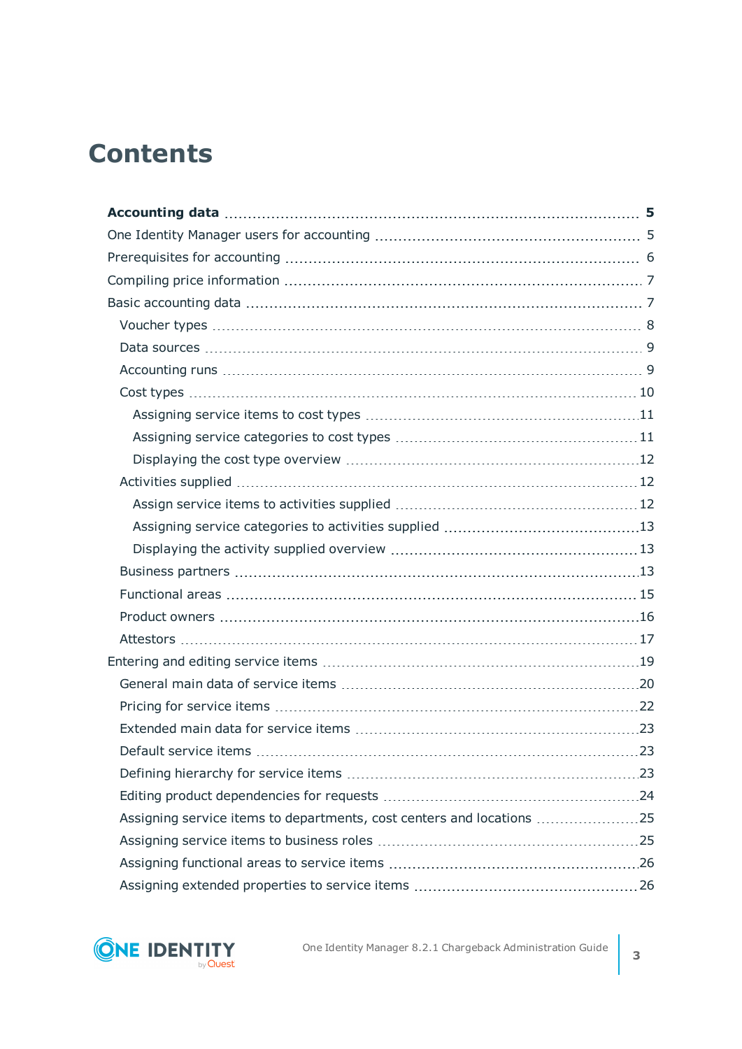# Contents

**Accounting data** .......... **5**

One Identity Manager users for accounting .......... 5

Prerequisites for accounting .......... 6

Compiling price information .......... 7

Basic accounting data .......... 7

- Voucher types .......... 8
- Data sources .......... 9
- Accounting runs .......... 9
- Cost types .......... 10
  - Assigning service items to cost types .......... 11
  - Assigning service categories to cost types .......... 11
  - Displaying the cost type overview .......... 12
- Activities supplied .......... 12
  - Assign service items to activities supplied .......... 12
  - Assigning service categories to activities supplied .......... 13
  - Displaying the activity supplied overview .......... 13
- Business partners .......... 13
- Functional areas .......... 15
- Product owners .......... 16
- Attestors .......... 17

Entering and editing service items .......... 19

- General main data of service items .......... 20
- Pricing for service items .......... 22
- Extended main data for service items .......... 23
- Default service items .......... 23
- Defining hierarchy for service items .......... 23
- Editing product dependencies for requests .......... 24
- Assigning service items to departments, cost centers and locations .......... 25
- Assigning service items to business roles .......... 25
- Assigning functional areas to service items .......... 26
- Assigning extended properties to service items .......... 26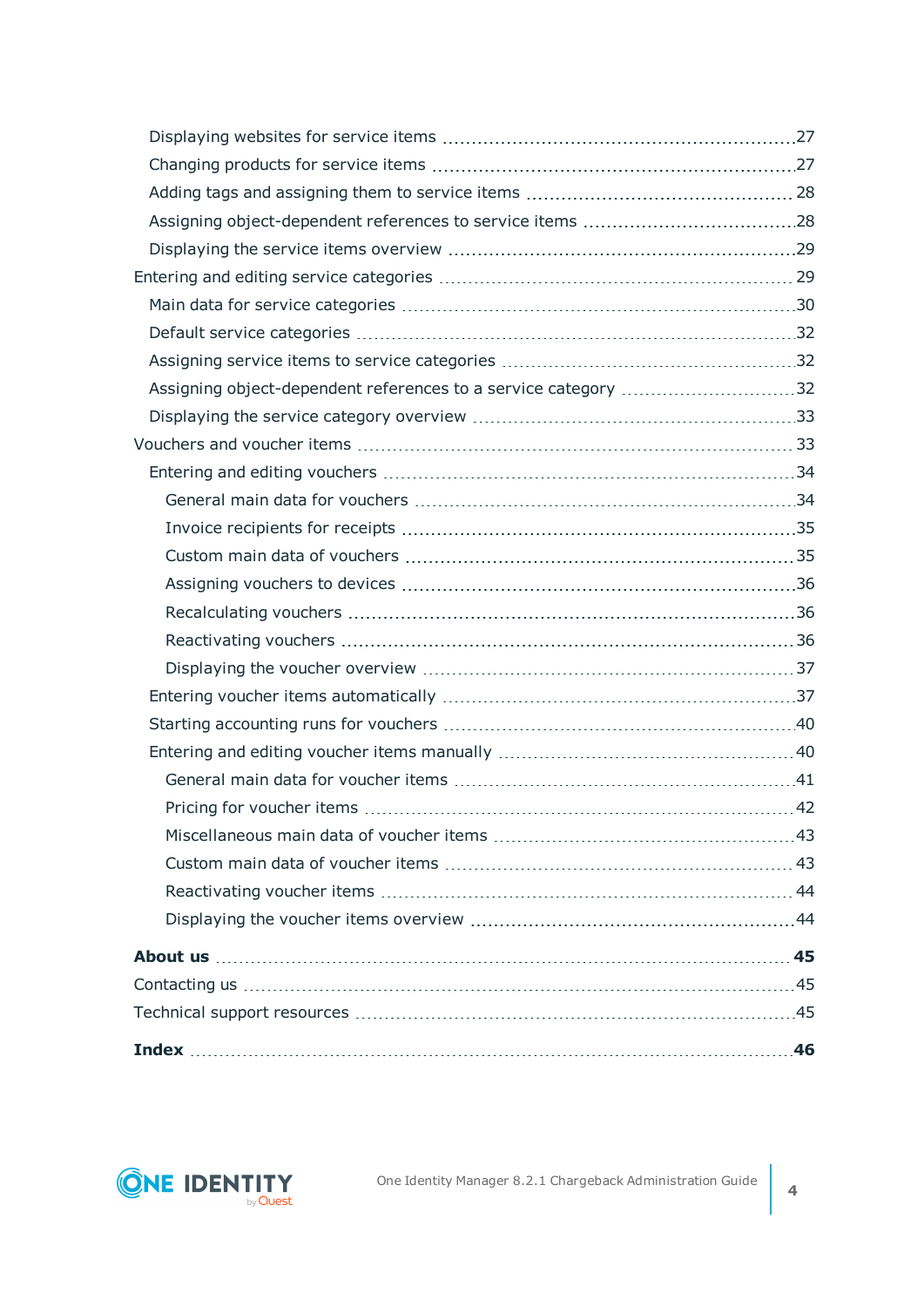- Displaying websites for service items 27
- Changing products for service items 27
- Adding tags and assigning them to service items 28
- Assigning object-dependent references to service items 28
- Displaying the service items overview 29

Entering and editing service categories 29

- Main data for service categories 30
- Default service categories 32
- Assigning service items to service categories 32
- Assigning object-dependent references to a service category 32
- Displaying the service category overview 33

Vouchers and voucher items 33

- Entering and editing vouchers 34
  - General main data for vouchers 34
  - Invoice recipients for receipts 35
  - Custom main data of vouchers 35
  - Assigning vouchers to devices 36
  - Recalculating vouchers 36
  - Reactivating vouchers 36
  - Displaying the voucher overview 37
- Entering voucher items automatically 37
- Starting accounting runs for vouchers 40
- Entering and editing voucher items manually 40
  - General main data for voucher items 41
  - Pricing for voucher items 42
  - Miscellaneous main data of voucher items 43
  - Custom main data of voucher items 43
  - Reactivating voucher items 44
  - Displaying the voucher items overview 44

**About us** **45**

Contacting us 45

Technical support resources 45

**Index** **46**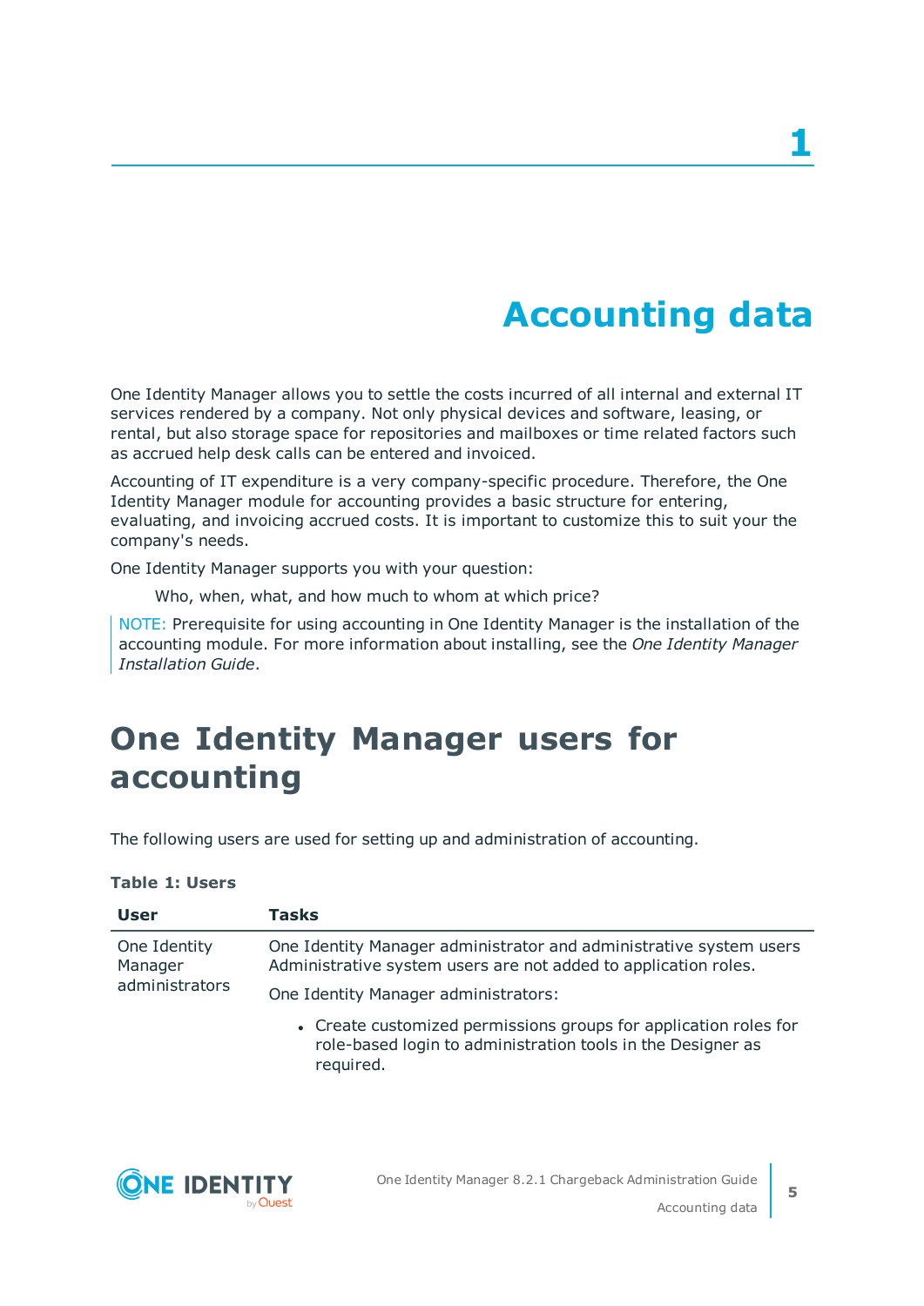# 1 Accounting data

One Identity Manager allows you to settle the costs incurred of all internal and external IT services rendered by a company. Not only physical devices and software, leasing, or rental, but also storage space for repositories and mailboxes or time related factors such as accrued help desk calls can be entered and invoiced.

Accounting of IT expenditure is a very company-specific procedure. Therefore, the One Identity Manager module for accounting provides a basic structure for entering, evaluating, and invoicing accrued costs. It is important to customize this to suit your the company's needs.

One Identity Manager supports you with your question:

> Who, when, what, and how much to whom at which price?

NOTE: Prerequisite for using accounting in One Identity Manager is the installation of the accounting module. For more information about installing, see the *One Identity Manager Installation Guide*.

## One Identity Manager users for accounting

The following users are used for setting up and administration of accounting.

**Table 1: Users**

| User | Tasks |
|---|---|
| One Identity Manager administrators | One Identity Manager administrator and administrative system users Administrative system users are not added to application roles.<br><br>One Identity Manager administrators:<br><br>• Create customized permissions groups for application roles for role-based login to administration tools in the Designer as required. |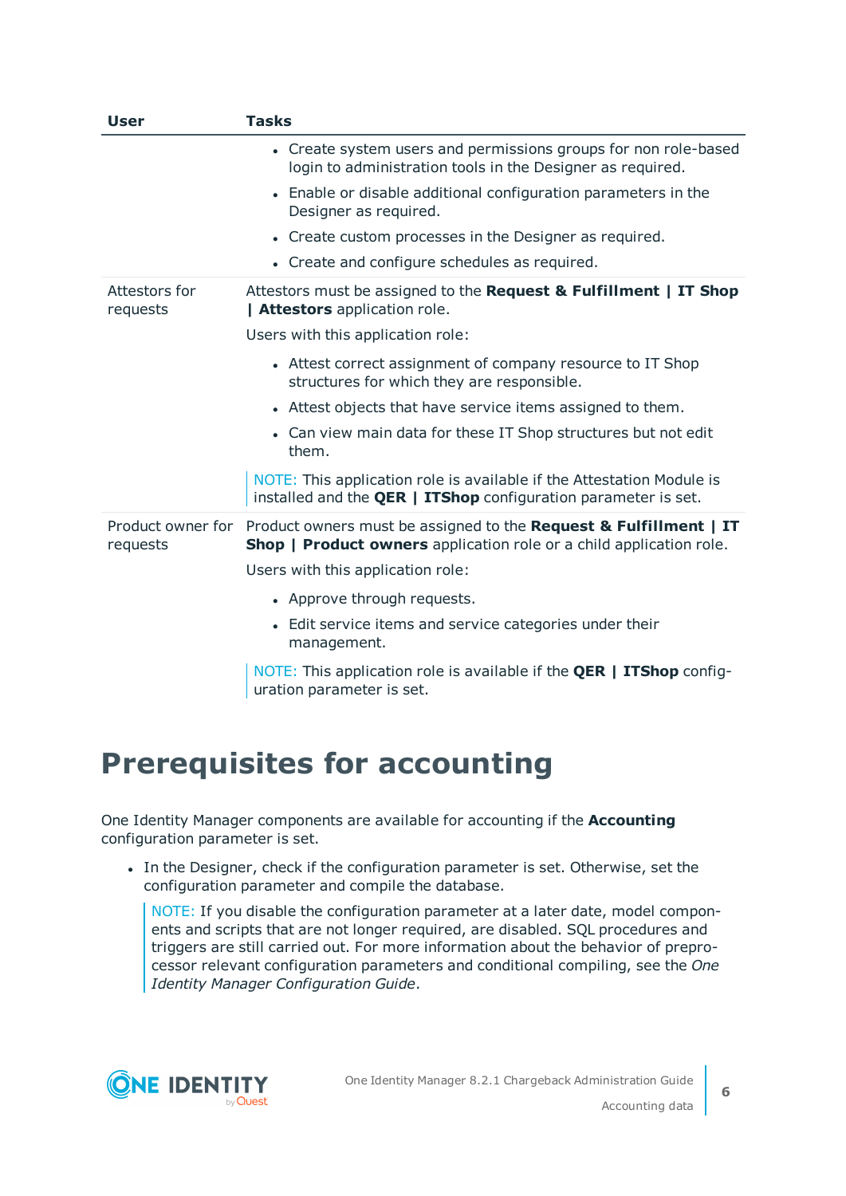| User | Tasks |
|---|---|
| | • Create system users and permissions groups for non role-based login to administration tools in the Designer as required.<br>• Enable or disable additional configuration parameters in the Designer as required.<br>• Create custom processes in the Designer as required.<br>• Create and configure schedules as required. |
| Attestors for requests | Attestors must be assigned to the **Request & Fulfillment \| IT Shop \| Attestors** application role.<br>Users with this application role:<br>• Attest correct assignment of company resource to IT Shop structures for which they are responsible.<br>• Attest objects that have service items assigned to them.<br>• Can view main data for these IT Shop structures but not edit them.<br>NOTE: This application role is available if the Attestation Module is installed and the **QER \| ITShop** configuration parameter is set. |
| Product owner for requests | Product owners must be assigned to the **Request & Fulfillment \| IT Shop \| Product owners** application role or a child application role.<br>Users with this application role:<br>• Approve through requests.<br>• Edit service items and service categories under their management.<br>NOTE: This application role is available if the **QER \| ITShop** configuration parameter is set. |

# Prerequisites for accounting

One Identity Manager components are available for accounting if the **Accounting** configuration parameter is set.

- In the Designer, check if the configuration parameter is set. Otherwise, set the configuration parameter and compile the database.

  NOTE: If you disable the configuration parameter at a later date, model components and scripts that are not longer required, are disabled. SQL procedures and triggers are still carried out. For more information about the behavior of preprocessor relevant configuration parameters and conditional compiling, see the *One Identity Manager Configuration Guide*.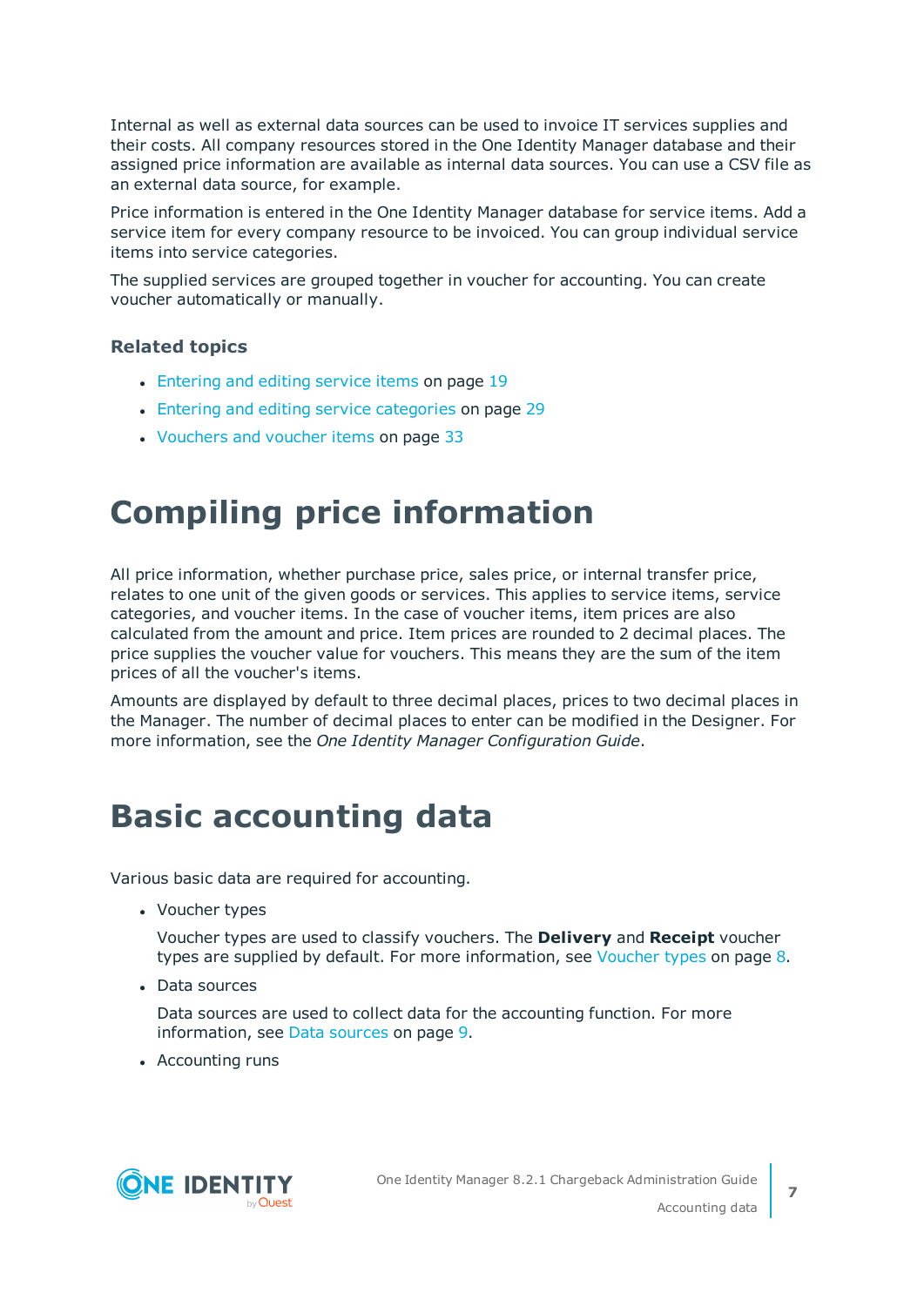Internal as well as external data sources can be used to invoice IT services supplies and their costs. All company resources stored in the One Identity Manager database and their assigned price information are available as internal data sources. You can use a CSV file as an external data source, for example.

Price information is entered in the One Identity Manager database for service items. Add a service item for every company resource to be invoiced. You can group individual service items into service categories.

The supplied services are grouped together in voucher for accounting. You can create voucher automatically or manually.

### Related topics

- Entering and editing service items on page 19
- Entering and editing service categories on page 29
- Vouchers and voucher items on page 33

# Compiling price information

All price information, whether purchase price, sales price, or internal transfer price, relates to one unit of the given goods or services. This applies to service items, service categories, and voucher items. In the case of voucher items, item prices are also calculated from the amount and price. Item prices are rounded to 2 decimal places. The price supplies the voucher value for vouchers. This means they are the sum of the item prices of all the voucher's items.

Amounts are displayed by default to three decimal places, prices to two decimal places in the Manager. The number of decimal places to enter can be modified in the Designer. For more information, see the *One Identity Manager Configuration Guide*.

# Basic accounting data

Various basic data are required for accounting.

- Voucher types

  Voucher types are used to classify vouchers. The **Delivery** and **Receipt** voucher types are supplied by default. For more information, see Voucher types on page 8.

- Data sources

  Data sources are used to collect data for the accounting function. For more information, see Data sources on page 9.

- Accounting runs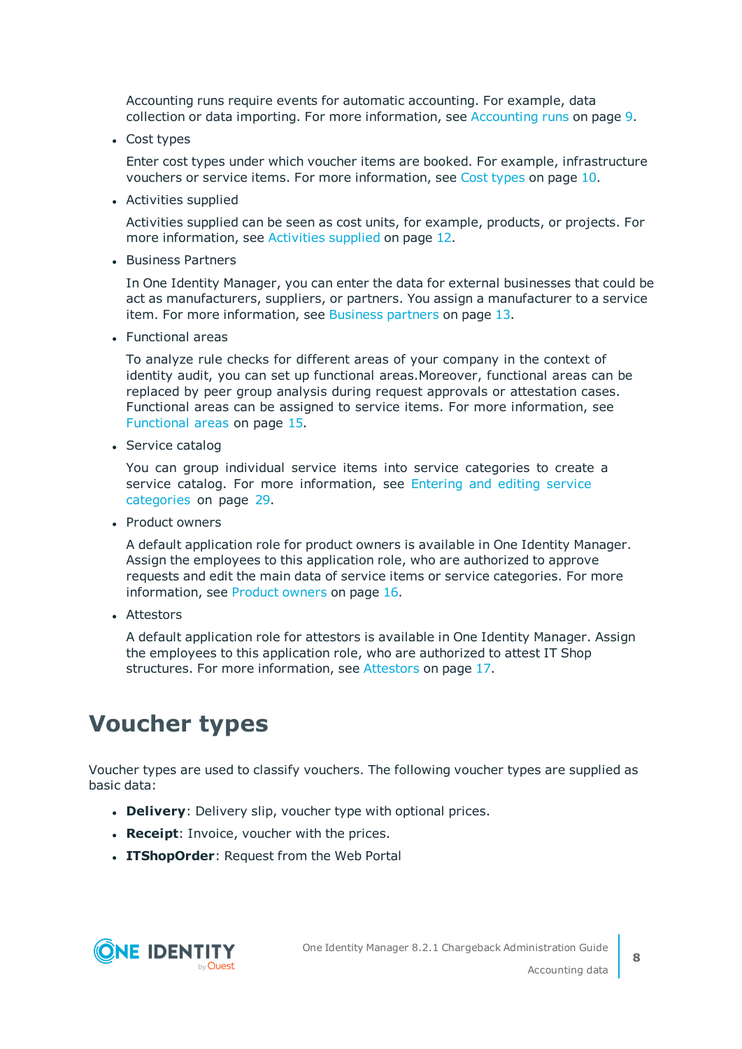Accounting runs require events for automatic accounting. For example, data collection or data importing. For more information, see Accounting runs on page 9.

- Cost types

  Enter cost types under which voucher items are booked. For example, infrastructure vouchers or service items. For more information, see Cost types on page 10.

- Activities supplied

  Activities supplied can be seen as cost units, for example, products, or projects. For more information, see Activities supplied on page 12.

- Business Partners

  In One Identity Manager, you can enter the data for external businesses that could be act as manufacturers, suppliers, or partners. You assign a manufacturer to a service item. For more information, see Business partners on page 13.

- Functional areas

  To analyze rule checks for different areas of your company in the context of identity audit, you can set up functional areas.Moreover, functional areas can be replaced by peer group analysis during request approvals or attestation cases. Functional areas can be assigned to service items. For more information, see Functional areas on page 15.

- Service catalog

  You can group individual service items into service categories to create a service catalog. For more information, see Entering and editing service categories on page 29.

- Product owners

  A default application role for product owners is available in One Identity Manager. Assign the employees to this application role, who are authorized to approve requests and edit the main data of service items or service categories. For more information, see Product owners on page 16.

- Attestors

  A default application role for attestors is available in One Identity Manager. Assign the employees to this application role, who are authorized to attest IT Shop structures. For more information, see Attestors on page 17.

# Voucher types

Voucher types are used to classify vouchers. The following voucher types are supplied as basic data:

- **Delivery**: Delivery slip, voucher type with optional prices.
- **Receipt**: Invoice, voucher with the prices.
- **ITShopOrder**: Request from the Web Portal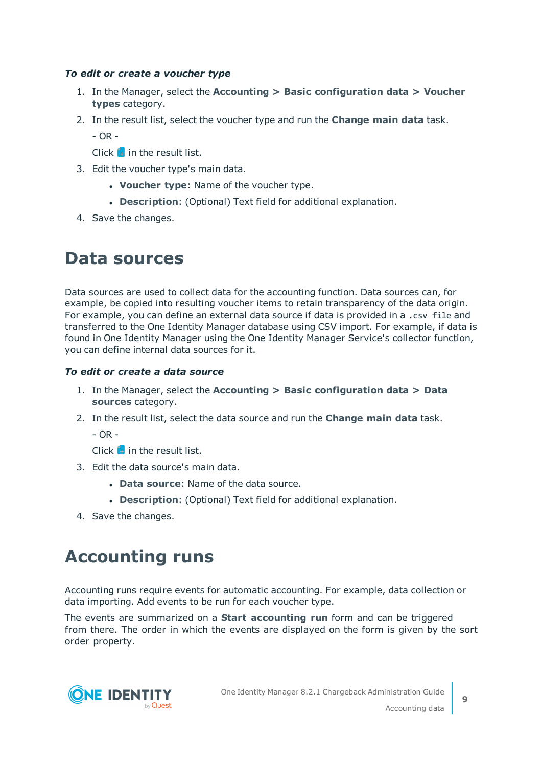***To edit or create a voucher type***

1. In the Manager, select the **Accounting > Basic configuration data > Voucher types** category.
2. In the result list, select the voucher type and run the **Change main data** task.

   - OR -

   Click  in the result list.
3. Edit the voucher type's main data.
   - **Voucher type**: Name of the voucher type.
   - **Description**: (Optional) Text field for additional explanation.
4. Save the changes.

# Data sources

Data sources are used to collect data for the accounting function. Data sources can, for example, be copied into resulting voucher items to retain transparency of the data origin. For example, you can define an external data source if data is provided in a `.csv file` and transferred to the One Identity Manager database using CSV import. For example, if data is found in One Identity Manager using the One Identity Manager Service's collector function, you can define internal data sources for it.

***To edit or create a data source***

1. In the Manager, select the **Accounting > Basic configuration data > Data sources** category.
2. In the result list, select the data source and run the **Change main data** task.

   - OR -

   Click  in the result list.
3. Edit the data source's main data.
   - **Data source**: Name of the data source.
   - **Description**: (Optional) Text field for additional explanation.
4. Save the changes.

# Accounting runs

Accounting runs require events for automatic accounting. For example, data collection or data importing. Add events to be run for each voucher type.

The events are summarized on a **Start accounting run** form and can be triggered from there. The order in which the events are displayed on the form is given by the sort order property.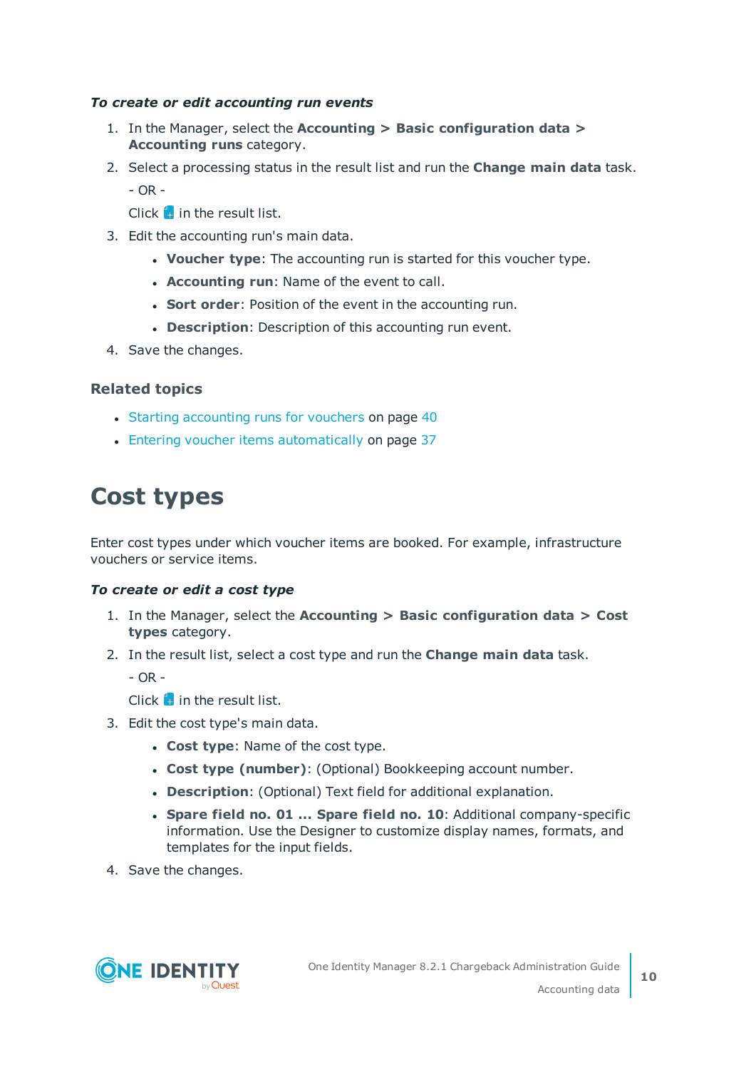*To create or edit accounting run events*

1. In the Manager, select the **Accounting > Basic configuration data > Accounting runs** category.
2. Select a processing status in the result list and run the **Change main data** task.

   - OR -

   Click in the result list.
3. Edit the accounting run's main data.
   - **Voucher type**: The accounting run is started for this voucher type.
   - **Accounting run**: Name of the event to call.
   - **Sort order**: Position of the event in the accounting run.
   - **Description**: Description of this accounting run event.
4. Save the changes.

### Related topics

- Starting accounting runs for vouchers on page 40
- Entering voucher items automatically on page 37

# Cost types

Enter cost types under which voucher items are booked. For example, infrastructure vouchers or service items.

*To create or edit a cost type*

1. In the Manager, select the **Accounting > Basic configuration data > Cost types** category.
2. In the result list, select a cost type and run the **Change main data** task.

   - OR -

   Click in the result list.
3. Edit the cost type's main data.
   - **Cost type**: Name of the cost type.
   - **Cost type (number)**: (Optional) Bookkeeping account number.
   - **Description**: (Optional) Text field for additional explanation.
   - **Spare field no. 01 ... Spare field no. 10**: Additional company-specific information. Use the Designer to customize display names, formats, and templates for the input fields.
4. Save the changes.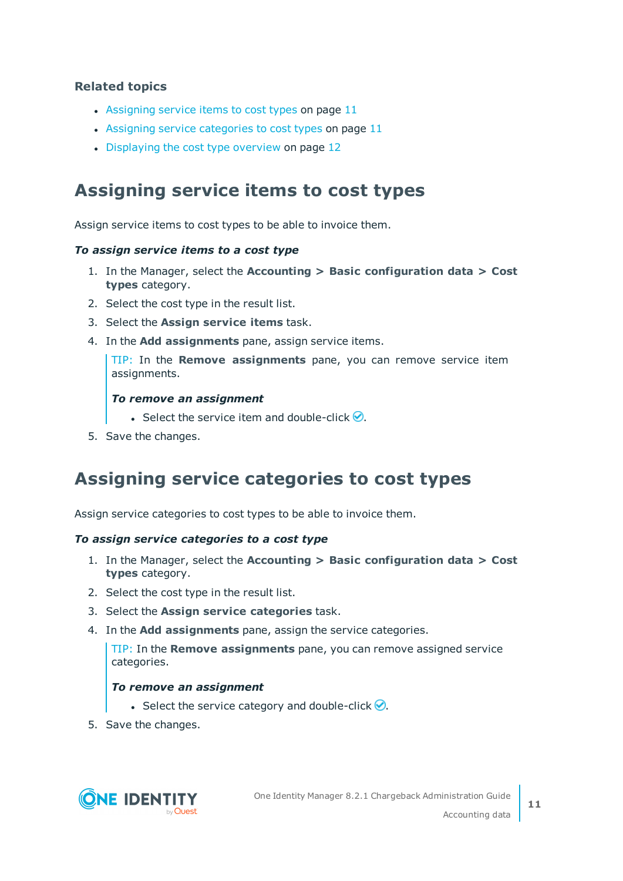### Related topics

- Assigning service items to cost types on page 11
- Assigning service categories to cost types on page 11
- Displaying the cost type overview on page 12

## Assigning service items to cost types

Assign service items to cost types to be able to invoice them.

***To assign service items to a cost type***

1. In the Manager, select the **Accounting > Basic configuration data > Cost types** category.
2. Select the cost type in the result list.
3. Select the **Assign service items** task.
4. In the **Add assignments** pane, assign service items.

   > TIP: In the **Remove assignments** pane, you can remove service item assignments.
   >
   > ***To remove an assignment***
   >
   > - Select the service item and double-click ✓.

5. Save the changes.

## Assigning service categories to cost types

Assign service categories to cost types to be able to invoice them.

***To assign service categories to a cost type***

1. In the Manager, select the **Accounting > Basic configuration data > Cost types** category.
2. Select the cost type in the result list.
3. Select the **Assign service categories** task.
4. In the **Add assignments** pane, assign the service categories.

   > TIP: In the **Remove assignments** pane, you can remove assigned service categories.
   >
   > ***To remove an assignment***
   >
   > - Select the service category and double-click ✓.

5. Save the changes.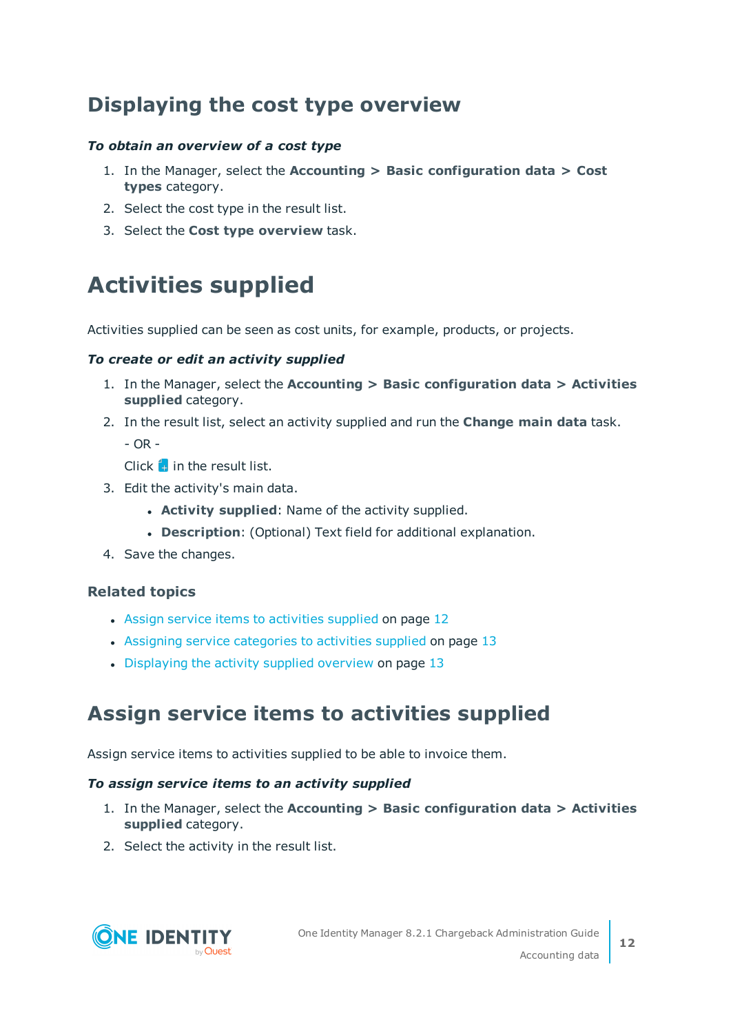## Displaying the cost type overview

***To obtain an overview of a cost type***

1. In the Manager, select the **Accounting > Basic configuration data > Cost types** category.
2. Select the cost type in the result list.
3. Select the **Cost type overview** task.

# Activities supplied

Activities supplied can be seen as cost units, for example, products, or projects.

***To create or edit an activity supplied***

1. In the Manager, select the **Accounting > Basic configuration data > Activities supplied** category.
2. In the result list, select an activity supplied and run the **Change main data** task.

   - OR -

   Click in the result list.
3. Edit the activity's main data.
   - **Activity supplied**: Name of the activity supplied.
   - **Description**: (Optional) Text field for additional explanation.
4. Save the changes.

### Related topics

- Assign service items to activities supplied on page 12
- Assigning service categories to activities supplied on page 13
- Displaying the activity supplied overview on page 13

## Assign service items to activities supplied

Assign service items to activities supplied to be able to invoice them.

***To assign service items to an activity supplied***

1. In the Manager, select the **Accounting > Basic configuration data > Activities supplied** category.
2. Select the activity in the result list.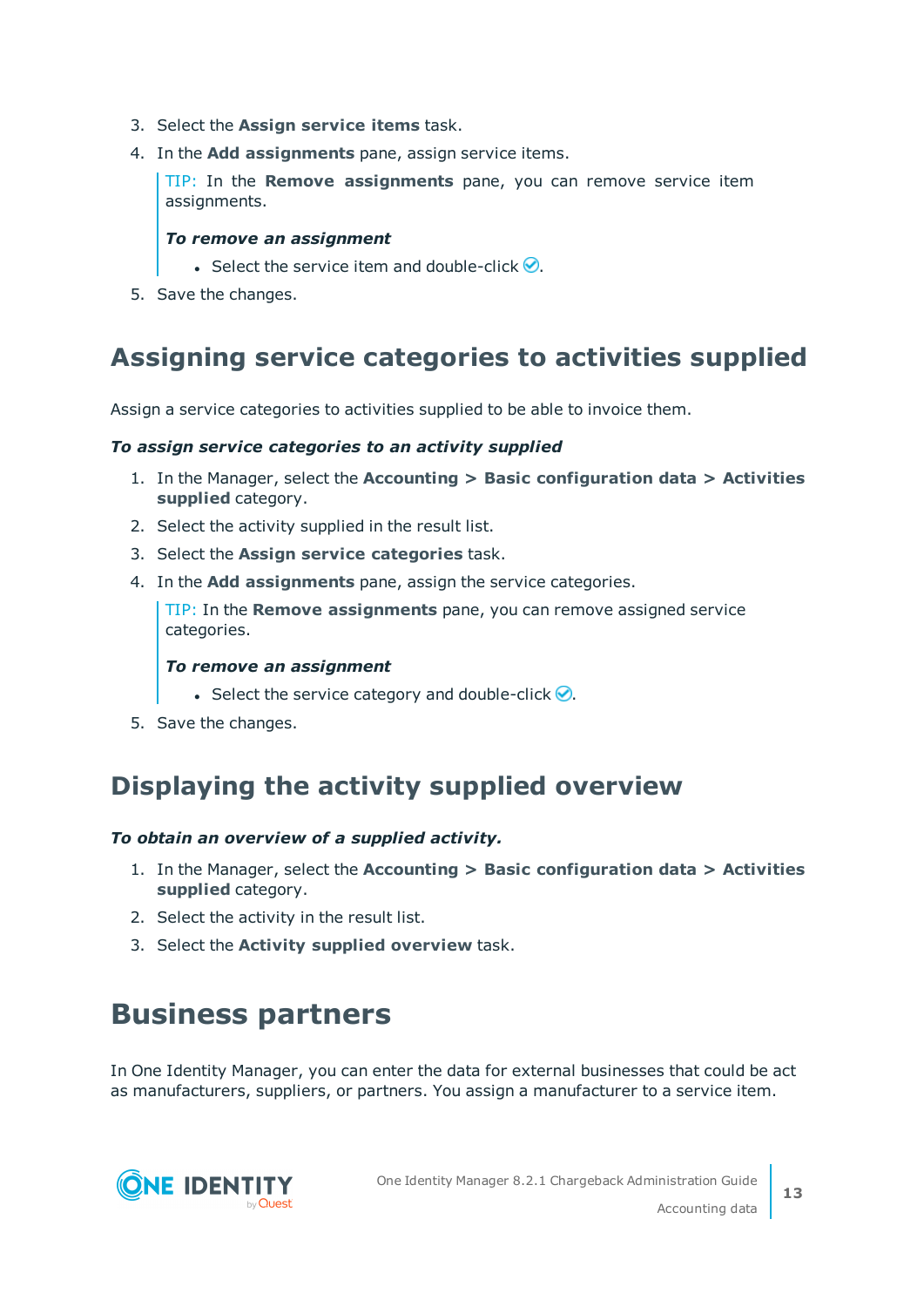3. Select the **Assign service items** task.
4. In the **Add assignments** pane, assign service items.

   TIP: In the **Remove assignments** pane, you can remove service item assignments.

   ***To remove an assignment***

   - Select the service item and double-click ✅.
5. Save the changes.

## Assigning service categories to activities supplied

Assign a service categories to activities supplied to be able to invoice them.

***To assign service categories to an activity supplied***

1. In the Manager, select the **Accounting > Basic configuration data > Activities supplied** category.
2. Select the activity supplied in the result list.
3. Select the **Assign service categories** task.
4. In the **Add assignments** pane, assign the service categories.

   TIP: In the **Remove assignments** pane, you can remove assigned service categories.

   ***To remove an assignment***

   - Select the service category and double-click ✅.
5. Save the changes.

## Displaying the activity supplied overview

***To obtain an overview of a supplied activity.***

1. In the Manager, select the **Accounting > Basic configuration data > Activities supplied** category.
2. Select the activity in the result list.
3. Select the **Activity supplied overview** task.

# Business partners

In One Identity Manager, you can enter the data for external businesses that could be act as manufacturers, suppliers, or partners. You assign a manufacturer to a service item.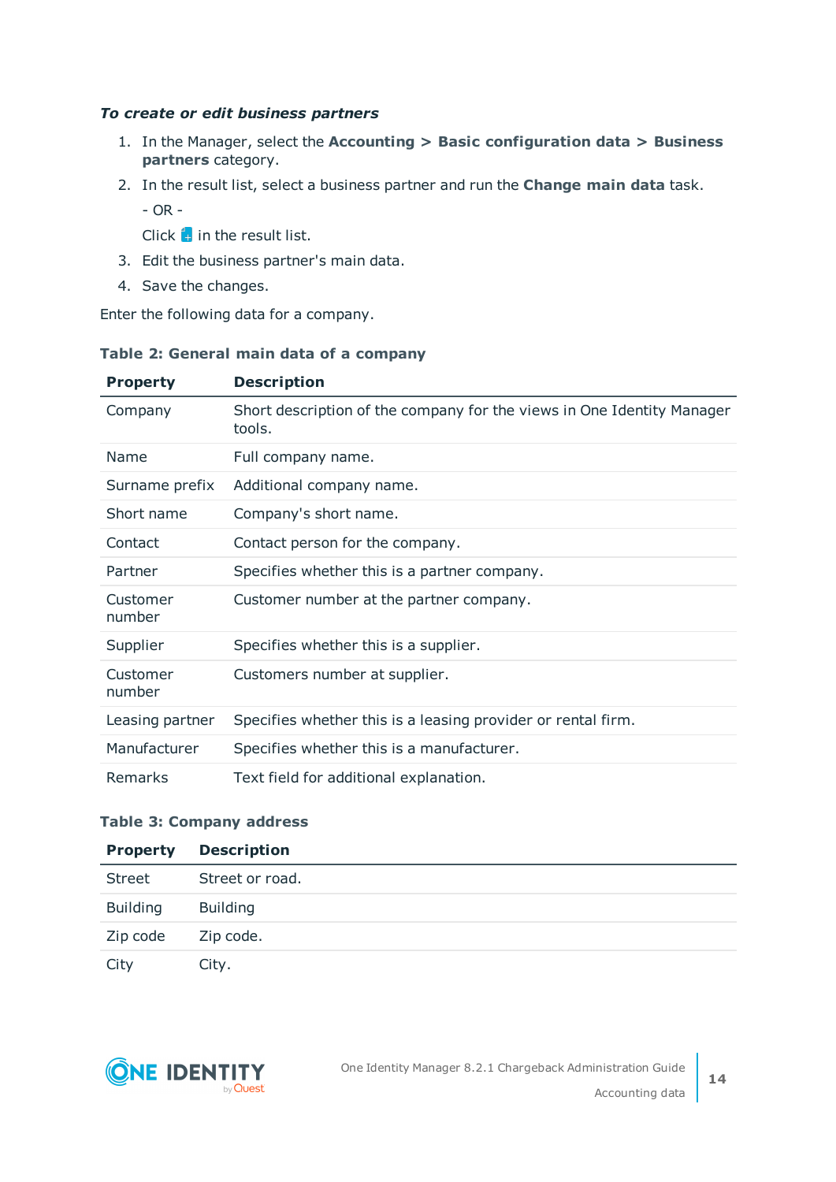***To create or edit business partners***

1. In the Manager, select the **Accounting > Basic configuration data > Business partners** category.
2. In the result list, select a business partner and run the **Change main data** task.

   - OR -

   Click in the result list.
3. Edit the business partner's main data.
4. Save the changes.

Enter the following data for a company.

**Table 2: General main data of a company**

| Property | Description |
|---|---|
| Company | Short description of the company for the views in One Identity Manager tools. |
| Name | Full company name. |
| Surname prefix | Additional company name. |
| Short name | Company's short name. |
| Contact | Contact person for the company. |
| Partner | Specifies whether this is a partner company. |
| Customer number | Customer number at the partner company. |
| Supplier | Specifies whether this is a supplier. |
| Customer number | Customers number at supplier. |
| Leasing partner | Specifies whether this is a leasing provider or rental firm. |
| Manufacturer | Specifies whether this is a manufacturer. |
| Remarks | Text field for additional explanation. |

**Table 3: Company address**

| Property | Description |
|---|---|
| Street | Street or road. |
| Building | Building |
| Zip code | Zip code. |
| City | City. |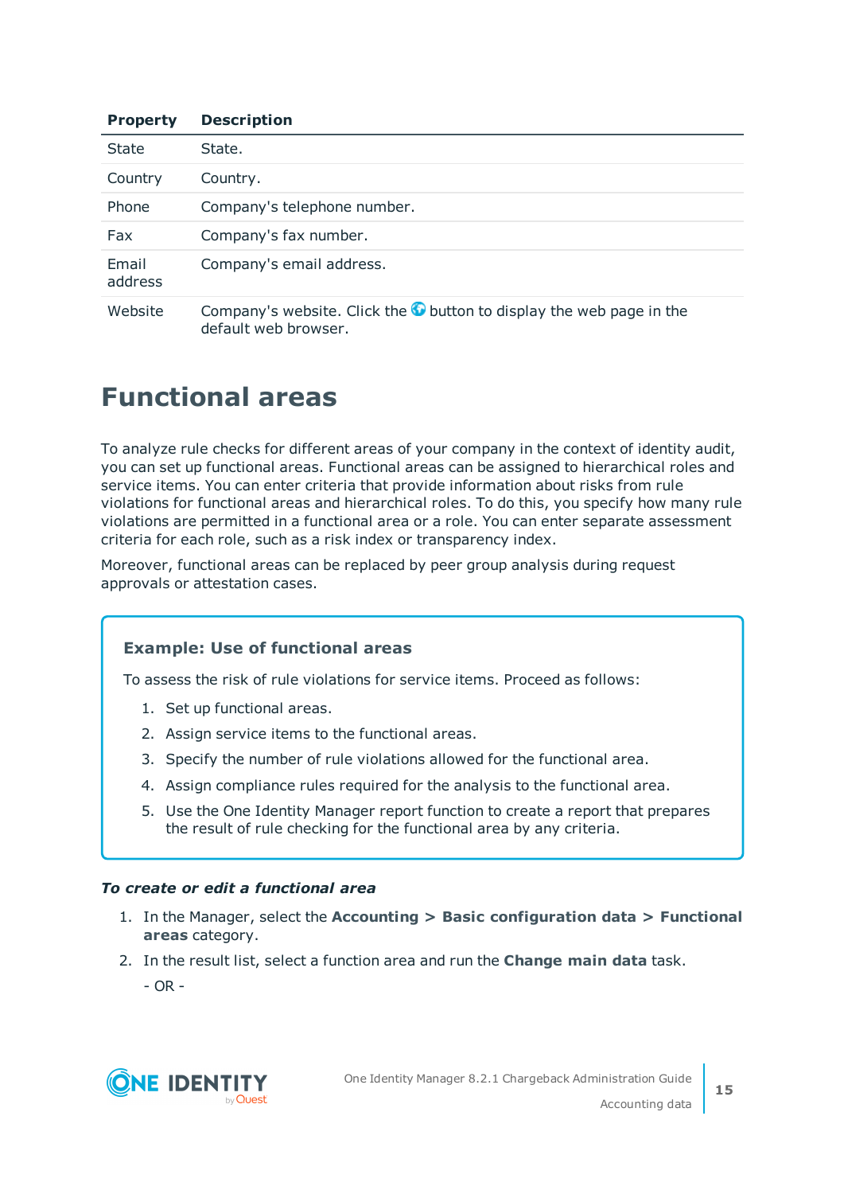| Property | Description |
| --- | --- |
| State | State. |
| Country | Country. |
| Phone | Company's telephone number. |
| Fax | Company's fax number. |
| Email address | Company's email address. |
| Website | Company's website. Click the button to display the web page in the default web browser. |

# Functional areas

To analyze rule checks for different areas of your company in the context of identity audit, you can set up functional areas. Functional areas can be assigned to hierarchical roles and service items. You can enter criteria that provide information about risks from rule violations for functional areas and hierarchical roles. To do this, you specify how many rule violations are permitted in a functional area or a role. You can enter separate assessment criteria for each role, such as a risk index or transparency index.

Moreover, functional areas can be replaced by peer group analysis during request approvals or attestation cases.

> **Example: Use of functional areas**
>
> To assess the risk of rule violations for service items. Proceed as follows:
>
> 1. Set up functional areas.
> 2. Assign service items to the functional areas.
> 3. Specify the number of rule violations allowed for the functional area.
> 4. Assign compliance rules required for the analysis to the functional area.
> 5. Use the One Identity Manager report function to create a report that prepares the result of rule checking for the functional area by any criteria.

***To create or edit a functional area***

1. In the Manager, select the **Accounting > Basic configuration data > Functional areas** category.
2. In the result list, select a function area and run the **Change main data** task.

   \- OR -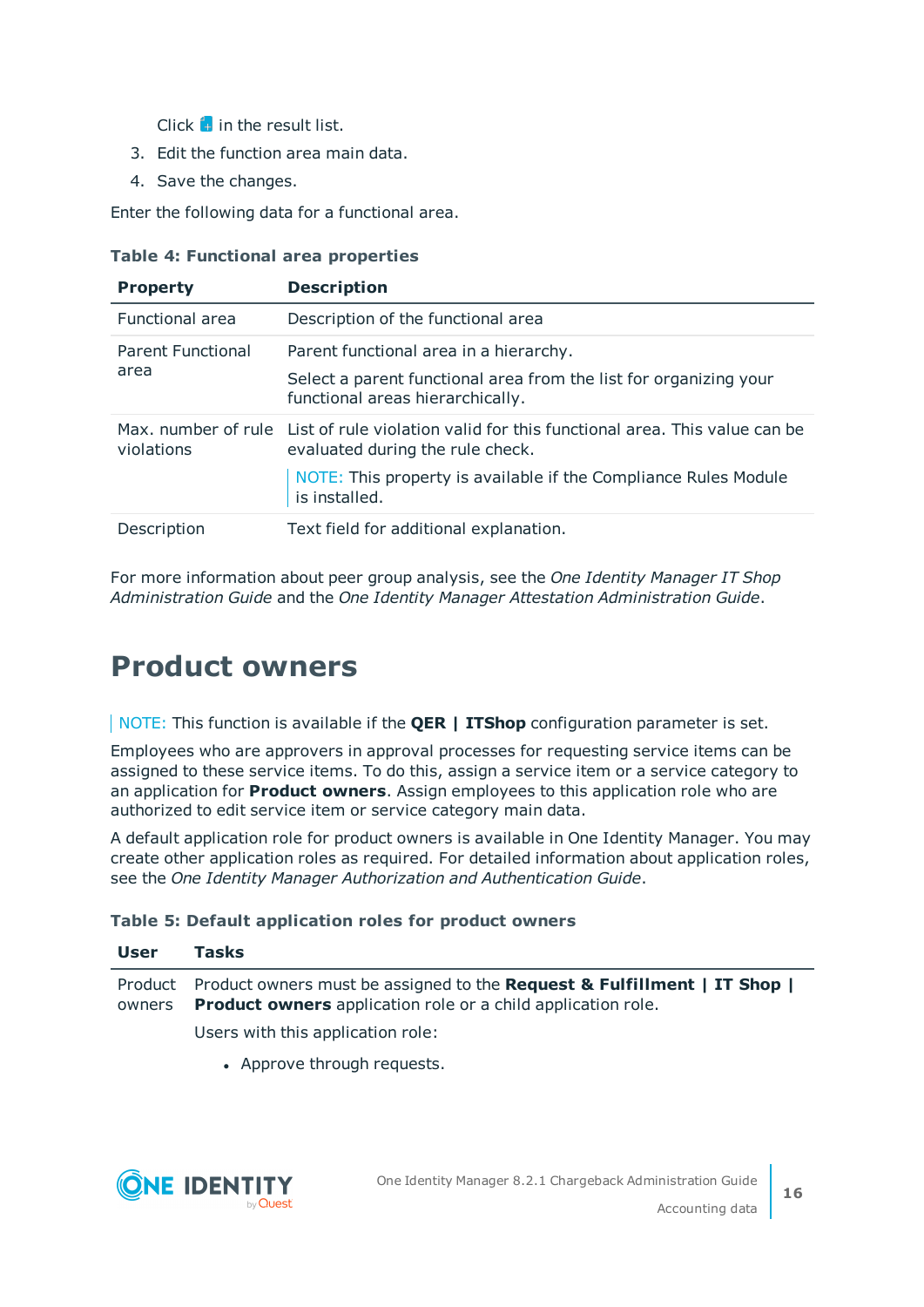Click in the result list.

3. Edit the function area main data.
4. Save the changes.

Enter the following data for a functional area.

**Table 4: Functional area properties**

| Property | Description |
|---|---|
| Functional area | Description of the functional area |
| Parent Functional area | Parent functional area in a hierarchy.<br><br>Select a parent functional area from the list for organizing your functional areas hierarchically. |
| Max. number of rule violations | List of rule violation valid for this functional area. This value can be evaluated during the rule check.<br><br>NOTE: This property is available if the Compliance Rules Module is installed. |
| Description | Text field for additional explanation. |

For more information about peer group analysis, see the *One Identity Manager IT Shop Administration Guide* and the *One Identity Manager Attestation Administration Guide*.

# Product owners

NOTE: This function is available if the **QER | ITShop** configuration parameter is set.

Employees who are approvers in approval processes for requesting service items can be assigned to these service items. To do this, assign a service item or a service category to an application for **Product owners**. Assign employees to this application role who are authorized to edit service item or service category main data.

A default application role for product owners is available in One Identity Manager. You may create other application roles as required. For detailed information about application roles, see the *One Identity Manager Authorization and Authentication Guide*.

**Table 5: Default application roles for product owners**

| User | Tasks |
|---|---|
| Product owners | Product owners must be assigned to the **Request & Fulfillment \| IT Shop \| Product owners** application role or a child application role.<br><br>Users with this application role:<br><br>• Approve through requests. |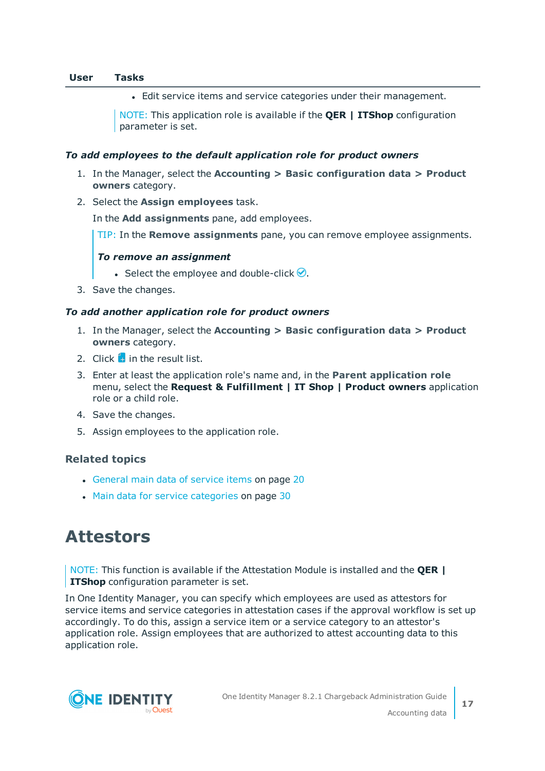| User | Tasks |
| --- | --- |
| | - Edit service items and service categories under their management.<br><br>NOTE: This application role is available if the **QER | ITShop** configuration parameter is set. |

***To add employees to the default application role for product owners***

1. In the Manager, select the **Accounting > Basic configuration data > Product owners** category.
2. Select the **Assign employees** task.

   In the **Add assignments** pane, add employees.

   TIP: In the **Remove assignments** pane, you can remove employee assignments.

   ***To remove an assignment***

   - Select the employee and double-click ✓.
3. Save the changes.

***To add another application role for product owners***

1. In the Manager, select the **Accounting > Basic configuration data > Product owners** category.
2. Click + in the result list.
3. Enter at least the application role's name and, in the **Parent application role** menu, select the **Request & Fulfillment | IT Shop | Product owners** application role or a child role.
4. Save the changes.
5. Assign employees to the application role.

### Related topics

- General main data of service items on page 20
- Main data for service categories on page 30

# Attestors

NOTE: This function is available if the Attestation Module is installed and the **QER | ITShop** configuration parameter is set.

In One Identity Manager, you can specify which employees are used as attestors for service items and service categories in attestation cases if the approval workflow is set up accordingly. To do this, assign a service item or a service category to an attestor's application role. Assign employees that are authorized to attest accounting data to this application role.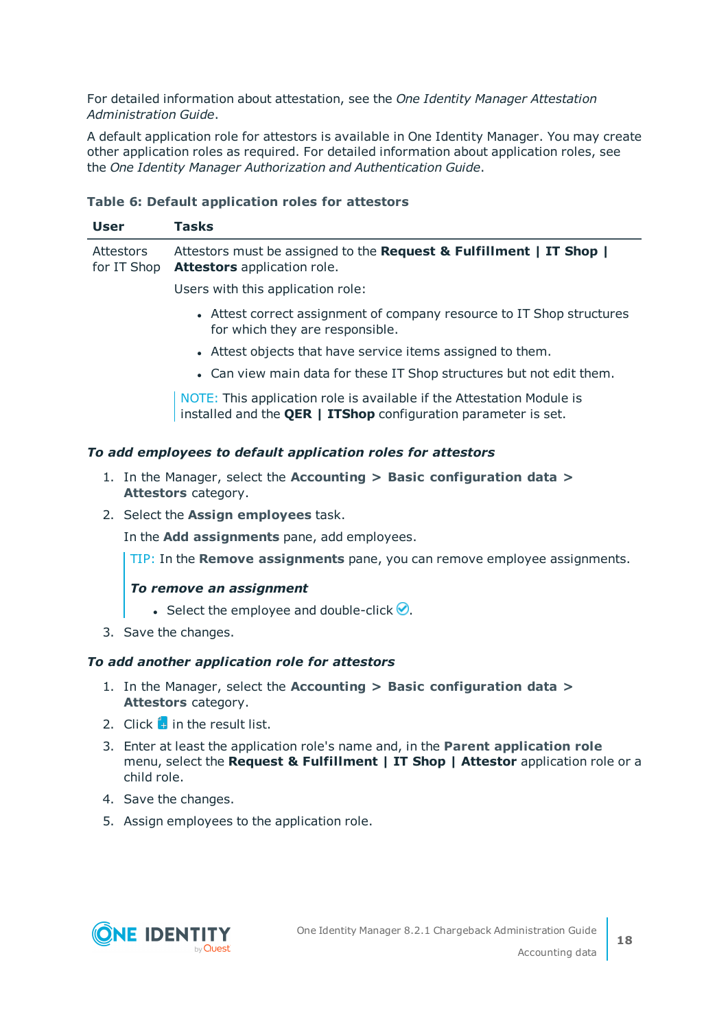For detailed information about attestation, see the *One Identity Manager Attestation Administration Guide*.

A default application role for attestors is available in One Identity Manager. You may create other application roles as required. For detailed information about application roles, see the *One Identity Manager Authorization and Authentication Guide*.

**Table 6: Default application roles for attestors**

| User | Tasks |
|---|---|
| Attestors for IT Shop | Attestors must be assigned to the **Request & Fulfillment \| IT Shop \| Attestors** application role.<br><br>Users with this application role:<br><br>• Attest correct assignment of company resource to IT Shop structures for which they are responsible.<br>• Attest objects that have service items assigned to them.<br>• Can view main data for these IT Shop structures but not edit them.<br><br>NOTE: This application role is available if the Attestation Module is installed and the **QER \| ITShop** configuration parameter is set. |

***To add employees to default application roles for attestors***

1. In the Manager, select the **Accounting > Basic configuration data > Attestors** category.
2. Select the **Assign employees** task.

   In the **Add assignments** pane, add employees.

   TIP: In the **Remove assignments** pane, you can remove employee assignments.

   ***To remove an assignment***

   - Select the employee and double-click ✅.
3. Save the changes.

***To add another application role for attestors***

1. In the Manager, select the **Accounting > Basic configuration data > Attestors** category.
2. Click  in the result list.
3. Enter at least the application role's name and, in the **Parent application role** menu, select the **Request & Fulfillment | IT Shop | Attestor** application role or a child role.
4. Save the changes.
5. Assign employees to the application role.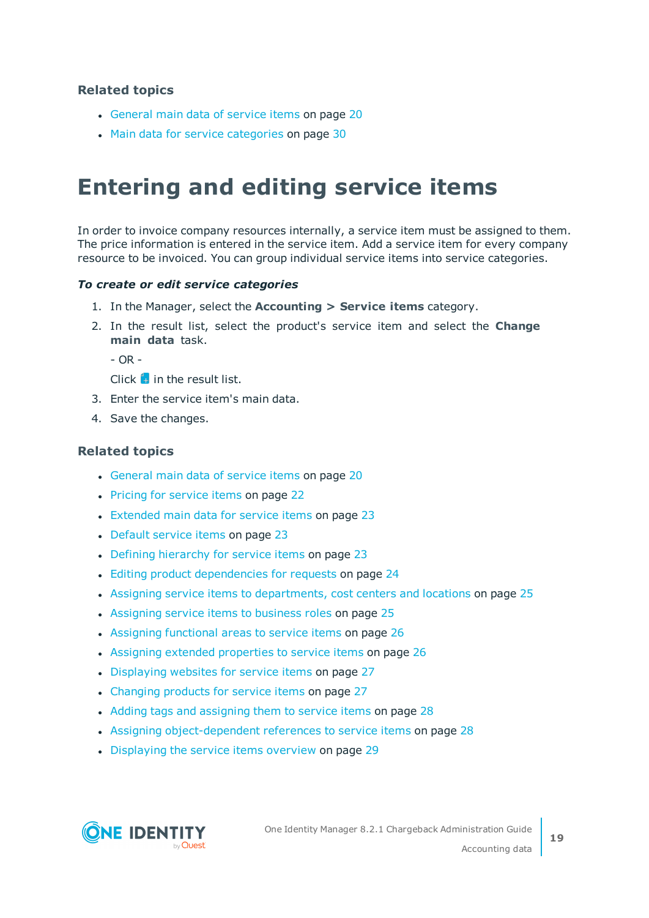### Related topics

- General main data of service items on page 20
- Main data for service categories on page 30

# Entering and editing service items

In order to invoice company resources internally, a service item must be assigned to them. The price information is entered in the service item. Add a service item for every company resource to be invoiced. You can group individual service items into service categories.

***To create or edit service categories***

1. In the Manager, select the **Accounting > Service items** category.
2. In the result list, select the product's service item and select the **Change main data** task.

   - OR -

   Click in the result list.
3. Enter the service item's main data.
4. Save the changes.

### Related topics

- General main data of service items on page 20
- Pricing for service items on page 22
- Extended main data for service items on page 23
- Default service items on page 23
- Defining hierarchy for service items on page 23
- Editing product dependencies for requests on page 24
- Assigning service items to departments, cost centers and locations on page 25
- Assigning service items to business roles on page 25
- Assigning functional areas to service items on page 26
- Assigning extended properties to service items on page 26
- Displaying websites for service items on page 27
- Changing products for service items on page 27
- Adding tags and assigning them to service items on page 28
- Assigning object-dependent references to service items on page 28
- Displaying the service items overview on page 29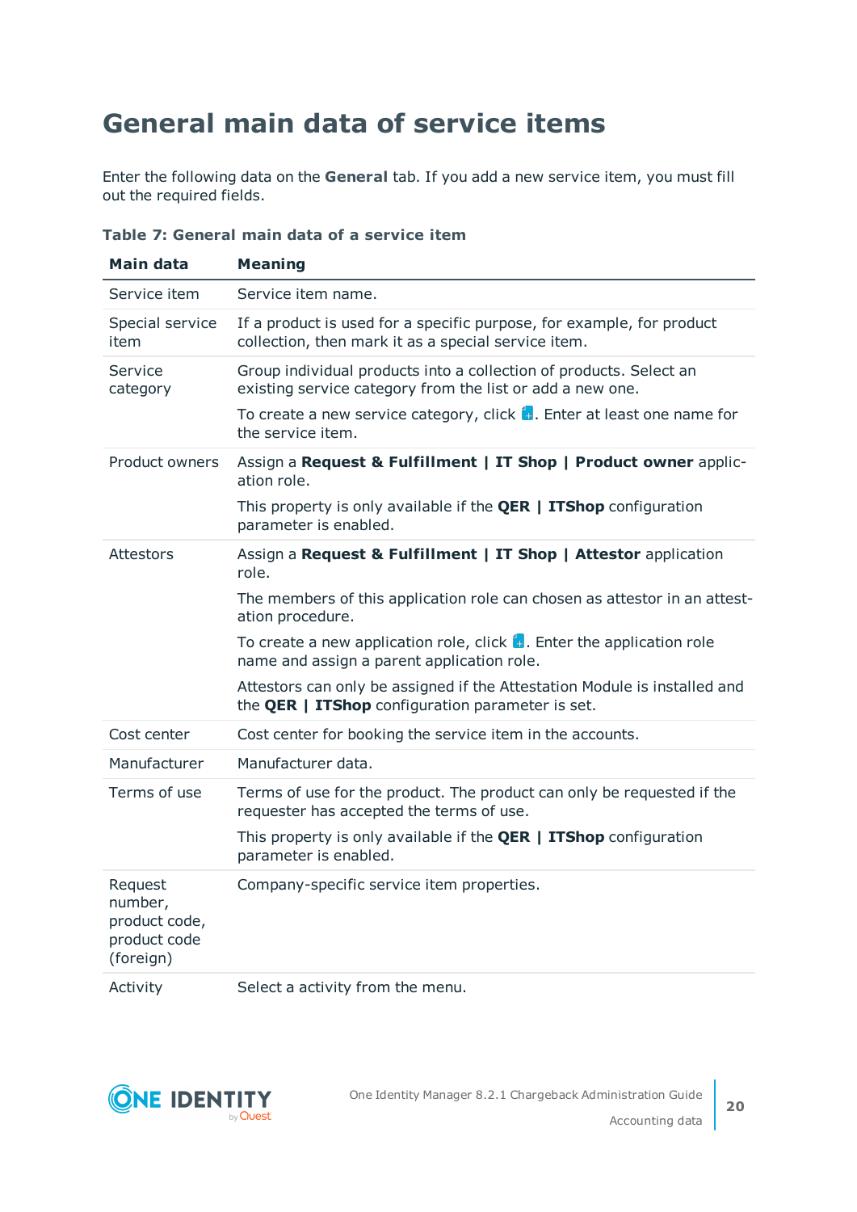# General main data of service items

Enter the following data on the **General** tab. If you add a new service item, you must fill out the required fields.

**Table 7: General main data of a service item**

| Main data | Meaning |
|---|---|
| Service item | Service item name. |
| Special service item | If a product is used for a specific purpose, for example, for product collection, then mark it as a special service item. |
| Service category | Group individual products into a collection of products. Select an existing service category from the list or add a new one.<br><br>To create a new service category, click . Enter at least one name for the service item. |
| Product owners | Assign a **Request & Fulfillment \| IT Shop \| Product owner** application role.<br><br>This property is only available if the **QER \| ITShop** configuration parameter is enabled. |
| Attestors | Assign a **Request & Fulfillment \| IT Shop \| Attestor** application role.<br><br>The members of this application role can chosen as attestor in an attestation procedure.<br><br>To create a new application role, click . Enter the application role name and assign a parent application role.<br><br>Attestors can only be assigned if the Attestation Module is installed and the **QER \| ITShop** configuration parameter is set. |
| Cost center | Cost center for booking the service item in the accounts. |
| Manufacturer | Manufacturer data. |
| Terms of use | Terms of use for the product. The product can only be requested if the requester has accepted the terms of use.<br><br>This property is only available if the **QER \| ITShop** configuration parameter is enabled. |
| Request number, product code, product code (foreign) | Company-specific service item properties. |
| Activity | Select a activity from the menu. |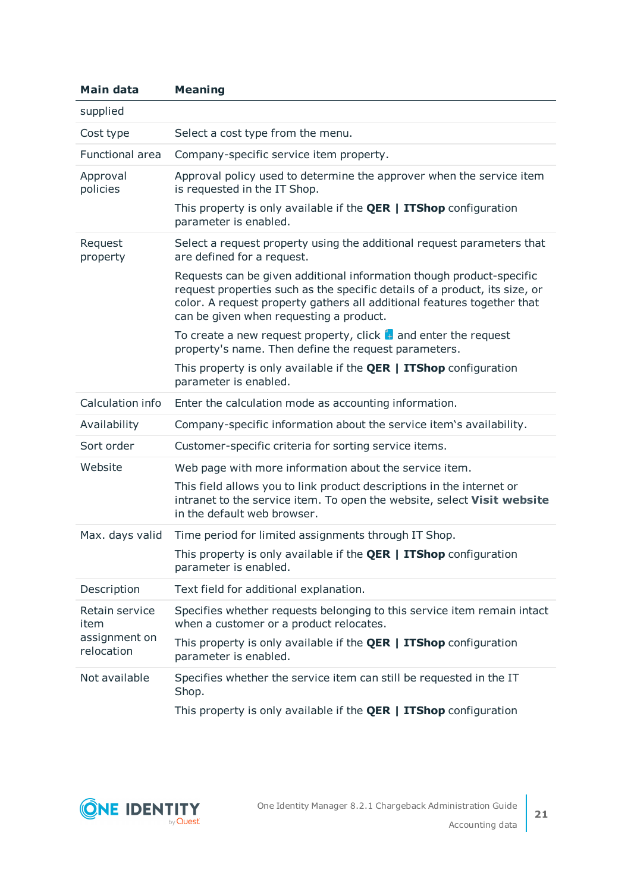| Main data | Meaning |
|---|---|
| supplied | |
| Cost type | Select a cost type from the menu. |
| Functional area | Company-specific service item property. |
| Approval policies | Approval policy used to determine the approver when the service item is requested in the IT Shop.<br><br>This property is only available if the **QER \| ITShop** configuration parameter is enabled. |
| Request property | Select a request property using the additional request parameters that are defined for a request.<br><br>Requests can be given additional information though product-specific request properties such as the specific details of a product, its size, or color. A request property gathers all additional features together that can be given when requesting a product.<br><br>To create a new request property, click and enter the request property's name. Then define the request parameters.<br><br>This property is only available if the **QER \| ITShop** configuration parameter is enabled. |
| Calculation info | Enter the calculation mode as accounting information. |
| Availability | Company-specific information about the service item's availability. |
| Sort order | Customer-specific criteria for sorting service items. |
| Website | Web page with more information about the service item.<br><br>This field allows you to link product descriptions in the internet or intranet to the service item. To open the website, select **Visit website** in the default web browser. |
| Max. days valid | Time period for limited assignments through IT Shop.<br><br>This property is only available if the **QER \| ITShop** configuration parameter is enabled. |
| Description | Text field for additional explanation. |
| Retain service item assignment on relocation | Specifies whether requests belonging to this service item remain intact when a customer or a product relocates.<br><br>This property is only available if the **QER \| ITShop** configuration parameter is enabled. |
| Not available | Specifies whether the service item can still be requested in the IT Shop.<br><br>This property is only available if the **QER \| ITShop** configuration |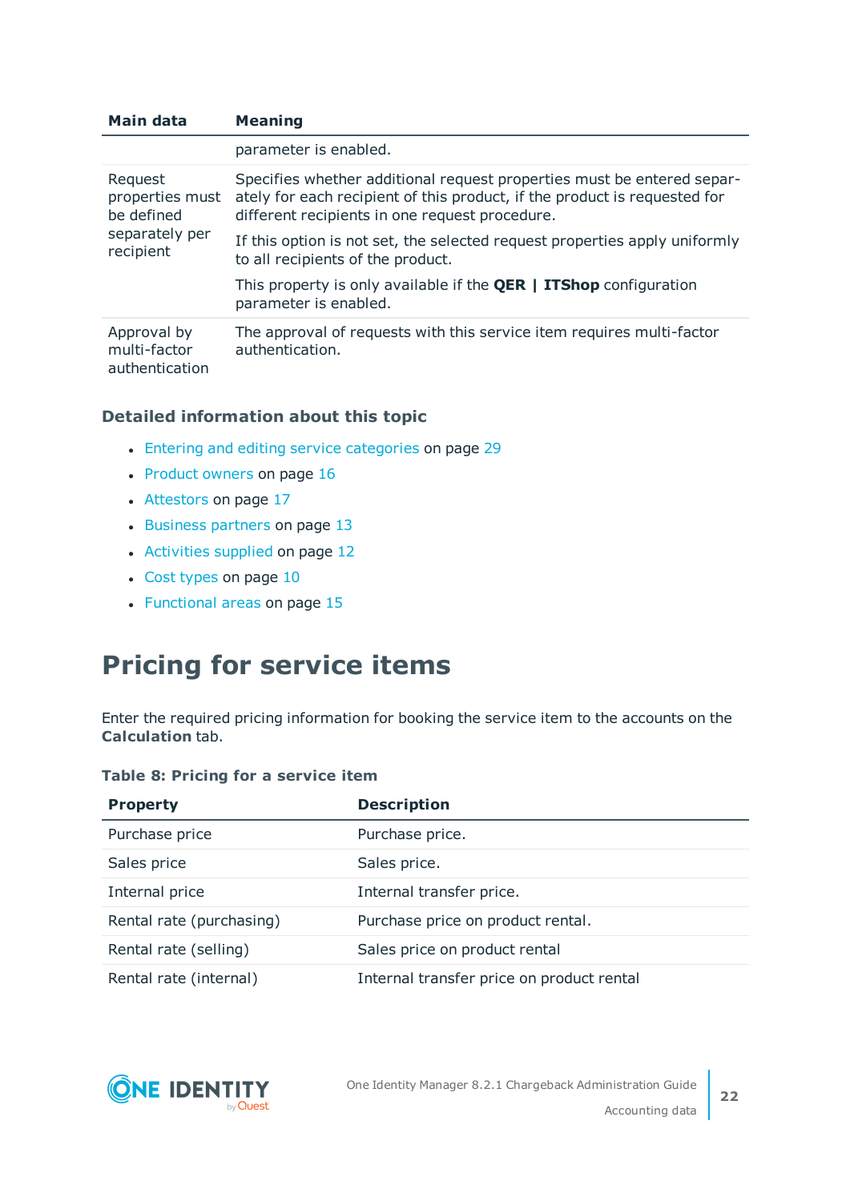| Main data | Meaning |
|---|---|
| | parameter is enabled. |
| Request properties must be defined separately per recipient | Specifies whether additional request properties must be entered separately for each recipient of this product, if the product is requested for different recipients in one request procedure.<br><br>If this option is not set, the selected request properties apply uniformly to all recipients of the product.<br><br>This property is only available if the **QER \| ITShop** configuration parameter is enabled. |
| Approval by multi-factor authentication | The approval of requests with this service item requires multi-factor authentication. |

### Detailed information about this topic

- Entering and editing service categories on page 29
- Product owners on page 16
- Attestors on page 17
- Business partners on page 13
- Activities supplied on page 12
- Cost types on page 10
- Functional areas on page 15

# Pricing for service items

Enter the required pricing information for booking the service item to the accounts on the **Calculation** tab.

**Table 8: Pricing for a service item**

| Property | Description |
|---|---|
| Purchase price | Purchase price. |
| Sales price | Sales price. |
| Internal price | Internal transfer price. |
| Rental rate (purchasing) | Purchase price on product rental. |
| Rental rate (selling) | Sales price on product rental |
| Rental rate (internal) | Internal transfer price on product rental |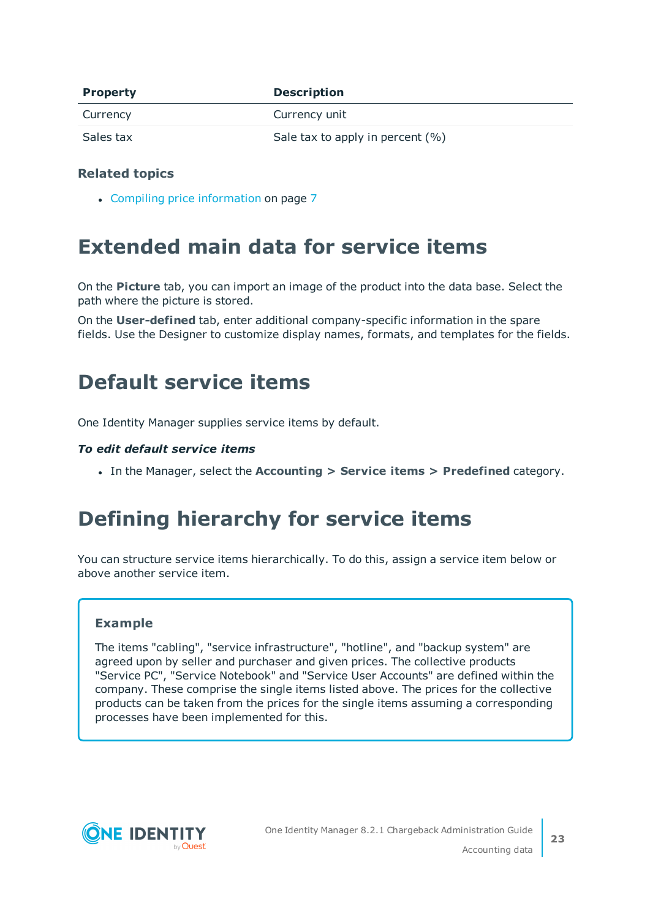| Property | Description |
| --- | --- |
| Currency | Currency unit |
| Sales tax | Sale tax to apply in percent (%) |

### Related topics

- Compiling price information on page 7

# Extended main data for service items

On the **Picture** tab, you can import an image of the product into the data base. Select the path where the picture is stored.

On the **User-defined** tab, enter additional company-specific information in the spare fields. Use the Designer to customize display names, formats, and templates for the fields.

# Default service items

One Identity Manager supplies service items by default.

***To edit default service items***

- In the Manager, select the **Accounting > Service items > Predefined** category.

# Defining hierarchy for service items

You can structure service items hierarchically. To do this, assign a service item below or above another service item.

**Example**

The items "cabling", "service infrastructure", "hotline", and "backup system" are agreed upon by seller and purchaser and given prices. The collective products "Service PC", "Service Notebook" and "Service User Accounts" are defined within the company. These comprise the single items listed above. The prices for the collective products can be taken from the prices for the single items assuming a corresponding processes have been implemented for this.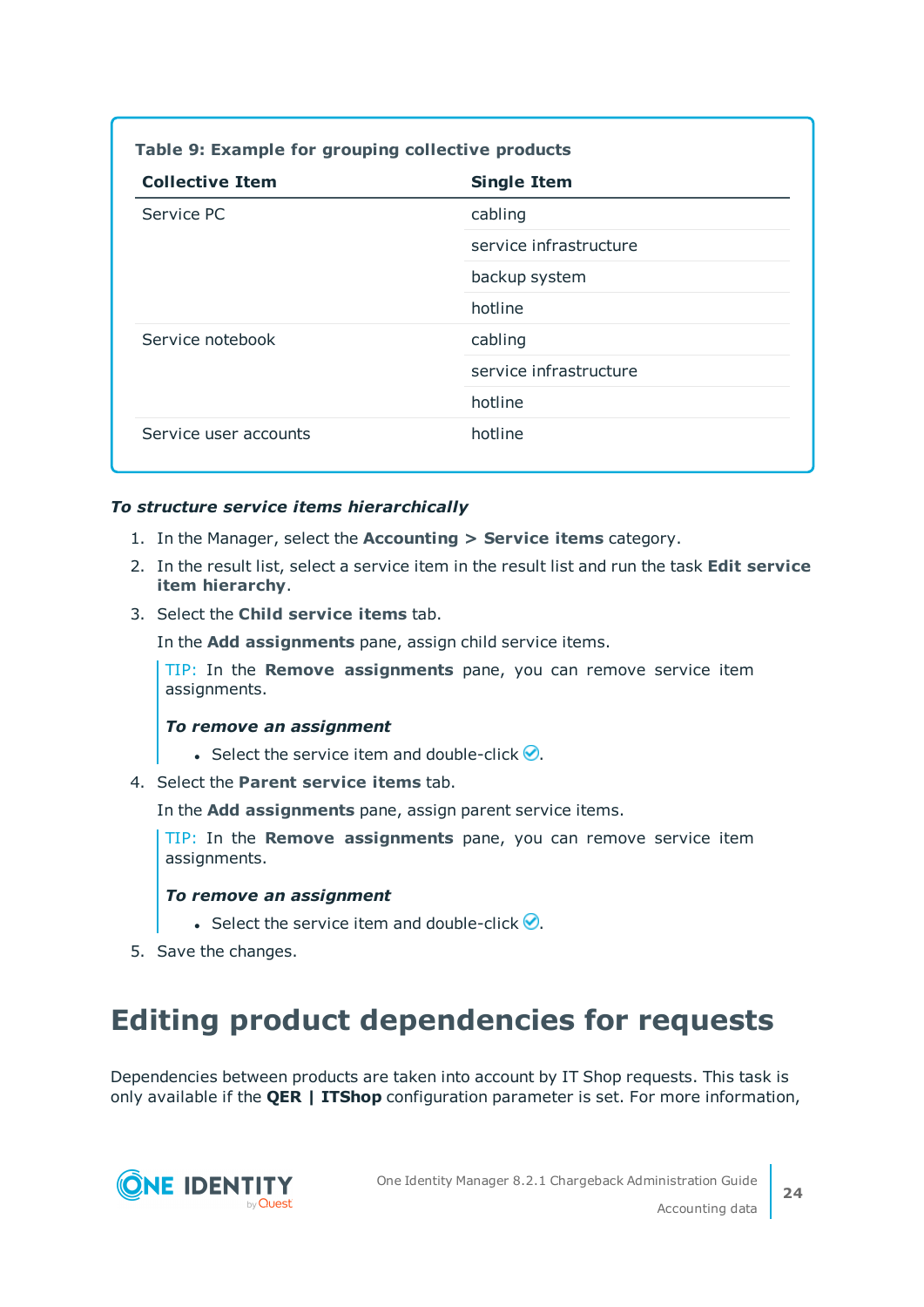**Table 9: Example for grouping collective products**

| Collective Item | Single Item |
|---|---|
| Service PC | cabling |
| | service infrastructure |
| | backup system |
| | hotline |
| Service notebook | cabling |
| | service infrastructure |
| | hotline |
| Service user accounts | hotline |

***To structure service items hierarchically***

1. In the Manager, select the **Accounting > Service items** category.
2. In the result list, select a service item in the result list and run the task **Edit service item hierarchy**.
3. Select the **Child service items** tab.

   In the **Add assignments** pane, assign child service items.

   > TIP: In the **Remove assignments** pane, you can remove service item assignments.
   >
   > ***To remove an assignment***
   >
   > - Select the service item and double-click ✅.

4. Select the **Parent service items** tab.

   In the **Add assignments** pane, assign parent service items.

   > TIP: In the **Remove assignments** pane, you can remove service item assignments.
   >
   > ***To remove an assignment***
   >
   > - Select the service item and double-click ✅.

5. Save the changes.

# Editing product dependencies for requests

Dependencies between products are taken into account by IT Shop requests. This task is only available if the **QER | ITShop** configuration parameter is set. For more information,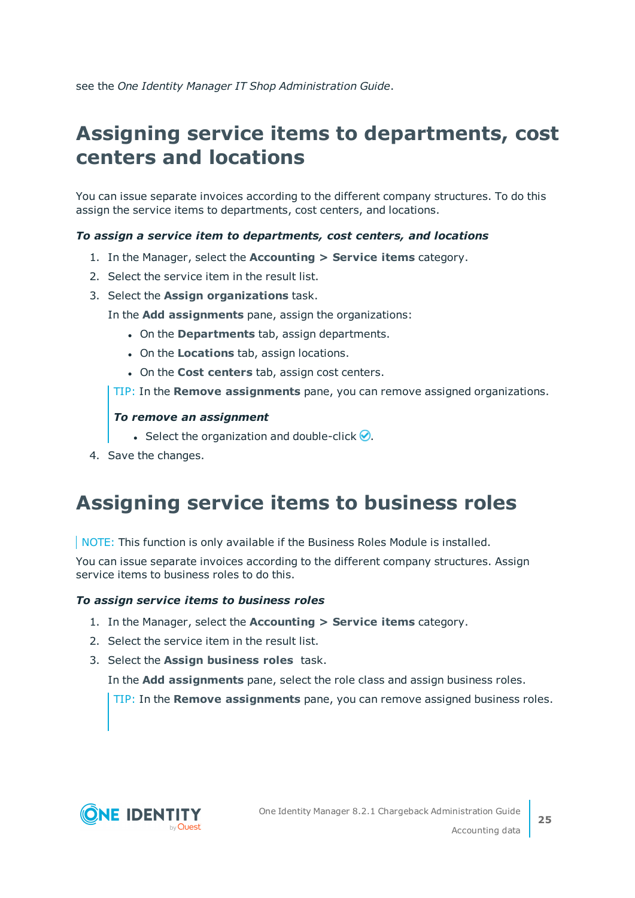see the *One Identity Manager IT Shop Administration Guide*.

# Assigning service items to departments, cost centers and locations

You can issue separate invoices according to the different company structures. To do this assign the service items to departments, cost centers, and locations.

***To assign a service item to departments, cost centers, and locations***

1. In the Manager, select the **Accounting > Service items** category.
2. Select the service item in the result list.
3. Select the **Assign organizations** task.

   In the **Add assignments** pane, assign the organizations:

   - On the **Departments** tab, assign departments.
   - On the **Locations** tab, assign locations.
   - On the **Cost centers** tab, assign cost centers.

   > TIP: In the **Remove assignments** pane, you can remove assigned organizations.
   >
   > ***To remove an assignment***
   >
   > - Select the organization and double-click ✓.

4. Save the changes.

# Assigning service items to business roles

> NOTE: This function is only available if the Business Roles Module is installed.

You can issue separate invoices according to the different company structures. Assign service items to business roles to do this.

***To assign service items to business roles***

1. In the Manager, select the **Accounting > Service items** category.
2. Select the service item in the result list.
3. Select the **Assign business roles** task.

   In the **Add assignments** pane, select the role class and assign business roles.

   > TIP: In the **Remove assignments** pane, you can remove assigned business roles.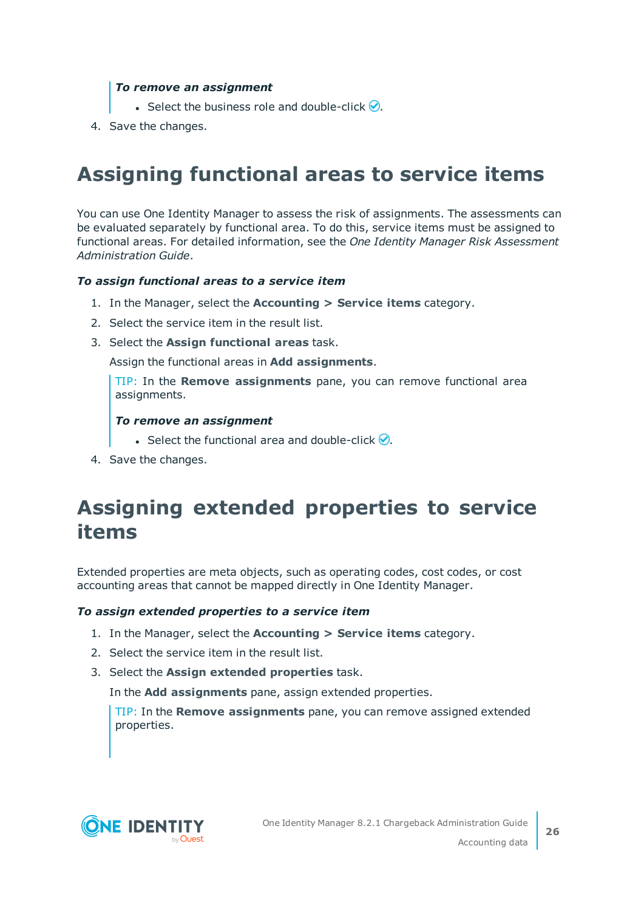***To remove an assignment***

- Select the business role and double-click ✅.

4. Save the changes.

# Assigning functional areas to service items

You can use One Identity Manager to assess the risk of assignments. The assessments can be evaluated separately by functional area. To do this, service items must be assigned to functional areas. For detailed information, see the *One Identity Manager Risk Assessment Administration Guide*.

***To assign functional areas to a service item***

1. In the Manager, select the **Accounting > Service items** category.
2. Select the service item in the result list.
3. Select the **Assign functional areas** task.

   Assign the functional areas in **Add assignments**.

   TIP: In the **Remove assignments** pane, you can remove functional area assignments.

   ***To remove an assignment***

   - Select the functional area and double-click ✅.

4. Save the changes.

# Assigning extended properties to service items

Extended properties are meta objects, such as operating codes, cost codes, or cost accounting areas that cannot be mapped directly in One Identity Manager.

***To assign extended properties to a service item***

1. In the Manager, select the **Accounting > Service items** category.
2. Select the service item in the result list.
3. Select the **Assign extended properties** task.

   In the **Add assignments** pane, assign extended properties.

   TIP: In the **Remove assignments** pane, you can remove assigned extended properties.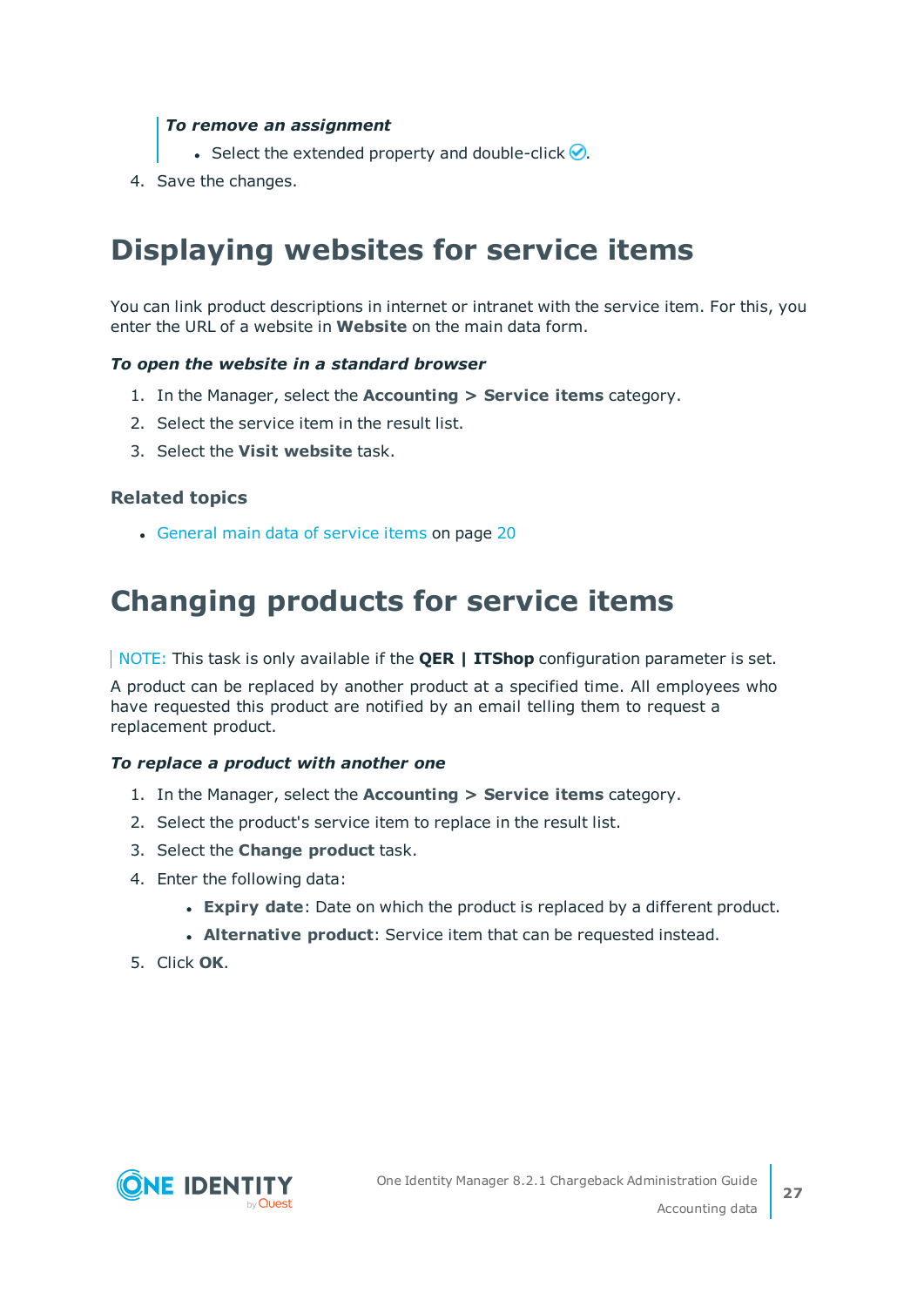*To remove an assignment*

- Select the extended property and double-click ✓.

4. Save the changes.

# Displaying websites for service items

You can link product descriptions in internet or intranet with the service item. For this, you enter the URL of a website in **Website** on the main data form.

***To open the website in a standard browser***

1. In the Manager, select the **Accounting > Service items** category.
2. Select the service item in the result list.
3. Select the **Visit website** task.

### Related topics

- General main data of service items on page 20

# Changing products for service items

NOTE: This task is only available if the **QER | ITShop** configuration parameter is set.

A product can be replaced by another product at a specified time. All employees who have requested this product are notified by an email telling them to request a replacement product.

***To replace a product with another one***

1. In the Manager, select the **Accounting > Service items** category.
2. Select the product's service item to replace in the result list.
3. Select the **Change product** task.
4. Enter the following data:
   - **Expiry date**: Date on which the product is replaced by a different product.
   - **Alternative product**: Service item that can be requested instead.
5. Click **OK**.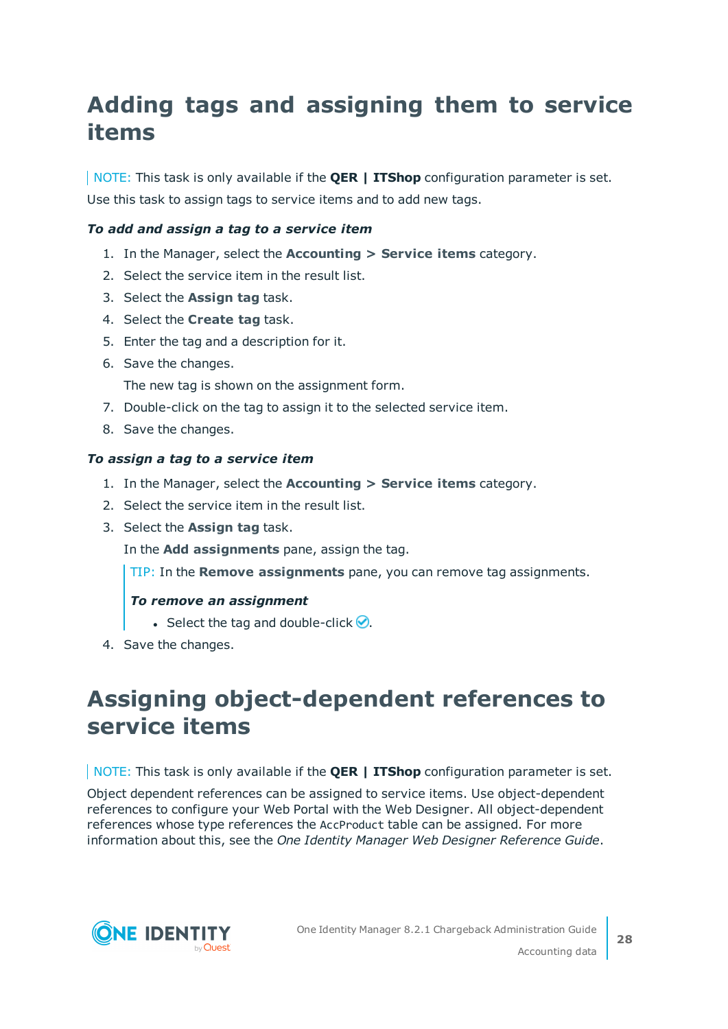# Adding tags and assigning them to service items

NOTE: This task is only available if the **QER | ITShop** configuration parameter is set.

Use this task to assign tags to service items and to add new tags.

***To add and assign a tag to a service item***

1. In the Manager, select the **Accounting > Service items** category.
2. Select the service item in the result list.
3. Select the **Assign tag** task.
4. Select the **Create tag** task.
5. Enter the tag and a description for it.
6. Save the changes.

   The new tag is shown on the assignment form.
7. Double-click on the tag to assign it to the selected service item.
8. Save the changes.

***To assign a tag to a service item***

1. In the Manager, select the **Accounting > Service items** category.
2. Select the service item in the result list.
3. Select the **Assign tag** task.

   In the **Add assignments** pane, assign the tag.

   TIP: In the **Remove assignments** pane, you can remove tag assignments.

   ***To remove an assignment***

   - Select the tag and double-click ✓.
4. Save the changes.

# Assigning object-dependent references to service items

NOTE: This task is only available if the **QER | ITShop** configuration parameter is set.

Object dependent references can be assigned to service items. Use object-dependent references to configure your Web Portal with the Web Designer. All object-dependent references whose type references the `AccProduct` table can be assigned. For more information about this, see the *One Identity Manager Web Designer Reference Guide*.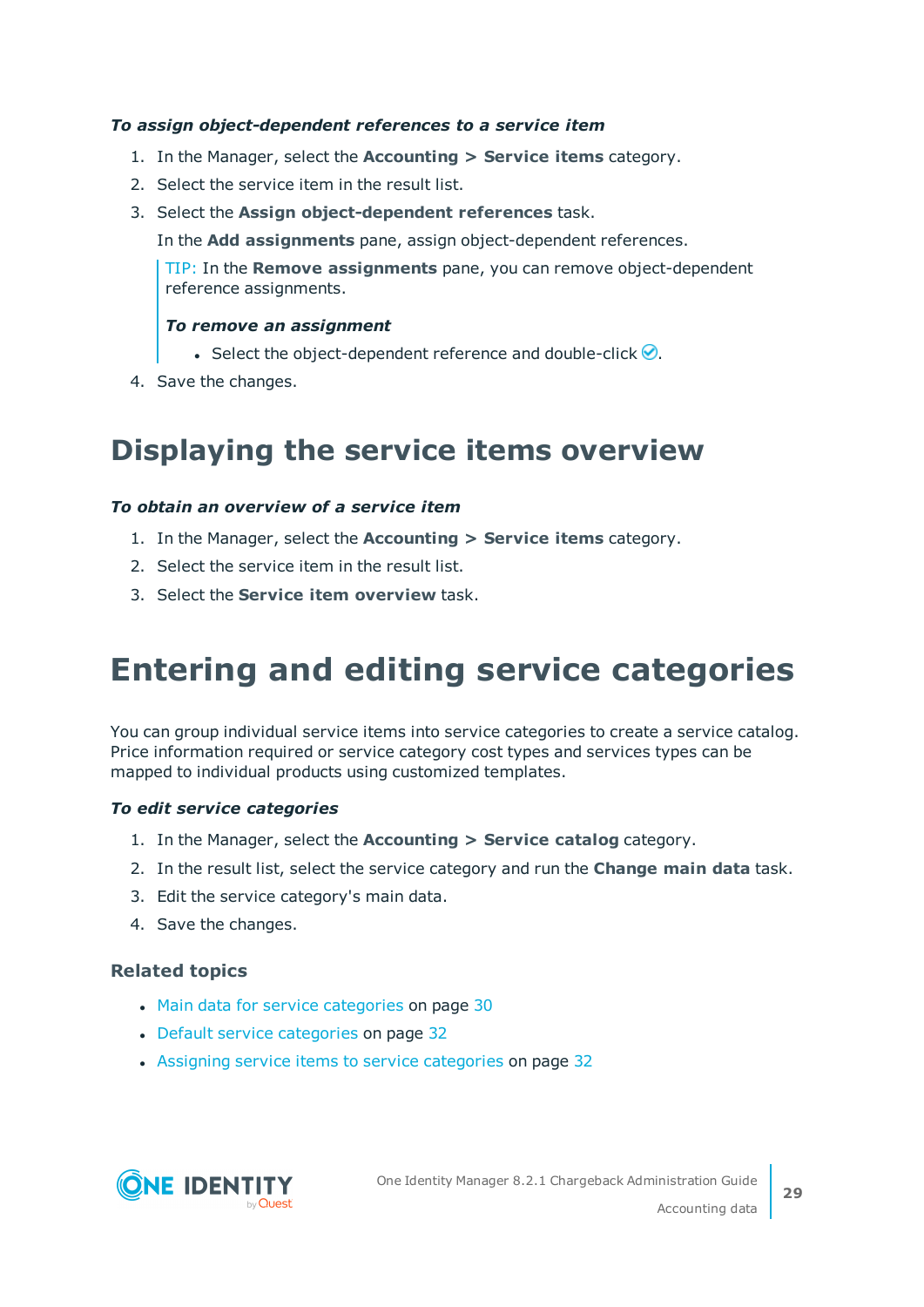***To assign object-dependent references to a service item***

1. In the Manager, select the **Accounting > Service items** category.
2. Select the service item in the result list.
3. Select the **Assign object-dependent references** task.

   In the **Add assignments** pane, assign object-dependent references.

   > TIP: In the **Remove assignments** pane, you can remove object-dependent reference assignments.
   >
   > ***To remove an assignment***
   >
   > - Select the object-dependent reference and double-click ✅.
4. Save the changes.

# Displaying the service items overview

***To obtain an overview of a service item***

1. In the Manager, select the **Accounting > Service items** category.
2. Select the service item in the result list.
3. Select the **Service item overview** task.

# Entering and editing service categories

You can group individual service items into service categories to create a service catalog. Price information required or service category cost types and services types can be mapped to individual products using customized templates.

***To edit service categories***

1. In the Manager, select the **Accounting > Service catalog** category.
2. In the result list, select the service category and run the **Change main data** task.
3. Edit the service category's main data.
4. Save the changes.

### Related topics

- Main data for service categories on page 30
- Default service categories on page 32
- Assigning service items to service categories on page 32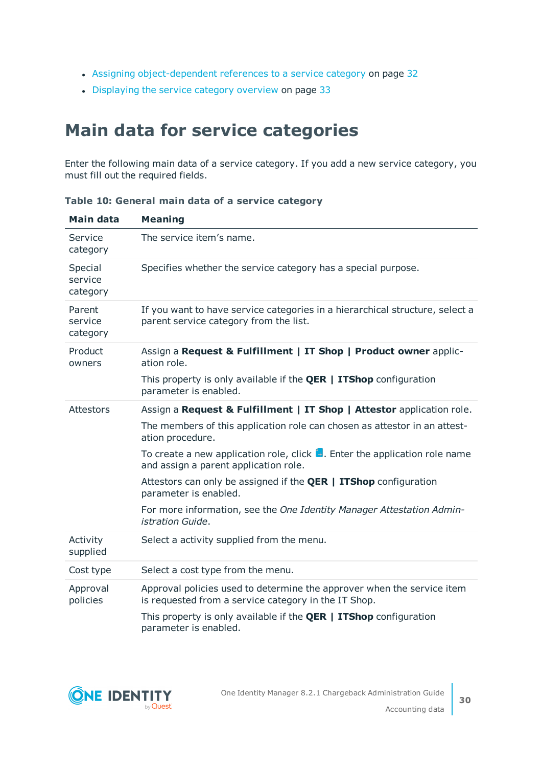- Assigning object-dependent references to a service category on page 32
- Displaying the service category overview on page 33

# Main data for service categories

Enter the following main data of a service category. If you add a new service category, you must fill out the required fields.

**Table 10: General main data of a service category**

| Main data | Meaning |
| --- | --- |
| Service category | The service item's name. |
| Special service category | Specifies whether the service category has a special purpose. |
| Parent service category | If you want to have service categories in a hierarchical structure, select a parent service category from the list. |
| Product owners | Assign a **Request & Fulfillment \| IT Shop \| Product owner** application role.<br><br>This property is only available if the **QER \| ITShop** configuration parameter is enabled. |
| Attestors | Assign a **Request & Fulfillment \| IT Shop \| Attestor** application role.<br><br>The members of this application role can chosen as attestor in an attestation procedure.<br><br>To create a new application role, click . Enter the application role name and assign a parent application role.<br><br>Attestors can only be assigned if the **QER \| ITShop** configuration parameter is enabled.<br><br>For more information, see the *One Identity Manager Attestation Administration Guide*. |
| Activity supplied | Select a activity supplied from the menu. |
| Cost type | Select a cost type from the menu. |
| Approval policies | Approval policies used to determine the approver when the service item is requested from a service category in the IT Shop.<br><br>This property is only available if the **QER \| ITShop** configuration parameter is enabled. |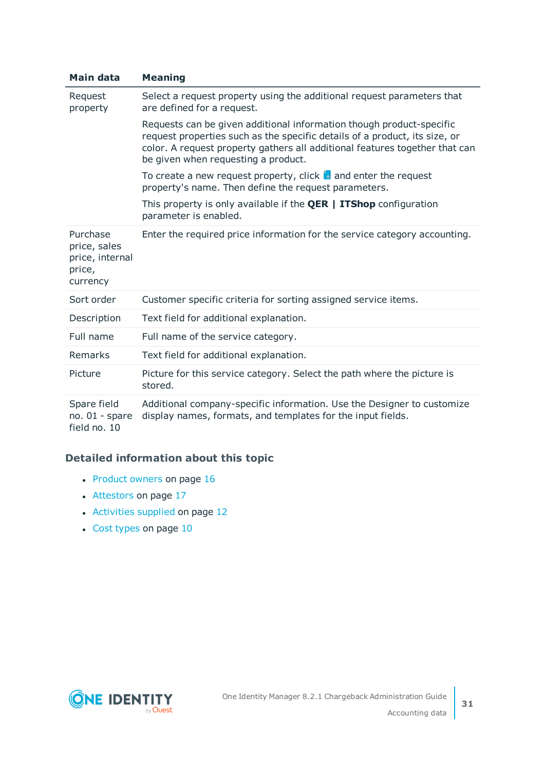| Main data | Meaning |
|---|---|
| Request property | Select a request property using the additional request parameters that are defined for a request.<br><br>Requests can be given additional information though product-specific request properties such as the specific details of a product, its size, or color. A request property gathers all additional features together that can be given when requesting a product.<br><br>To create a new request property, click  and enter the request property's name. Then define the request parameters.<br><br>This property is only available if the **QER \| ITShop** configuration parameter is enabled. |
| Purchase price, sales price, internal price, currency | Enter the required price information for the service category accounting. |
| Sort order | Customer specific criteria for sorting assigned service items. |
| Description | Text field for additional explanation. |
| Full name | Full name of the service category. |
| Remarks | Text field for additional explanation. |
| Picture | Picture for this service category. Select the path where the picture is stored. |
| Spare field no. 01 - spare field no. 10 | Additional company-specific information. Use the Designer to customize display names, formats, and templates for the input fields. |

### Detailed information about this topic

- Product owners on page 16
- Attestors on page 17
- Activities supplied on page 12
- Cost types on page 10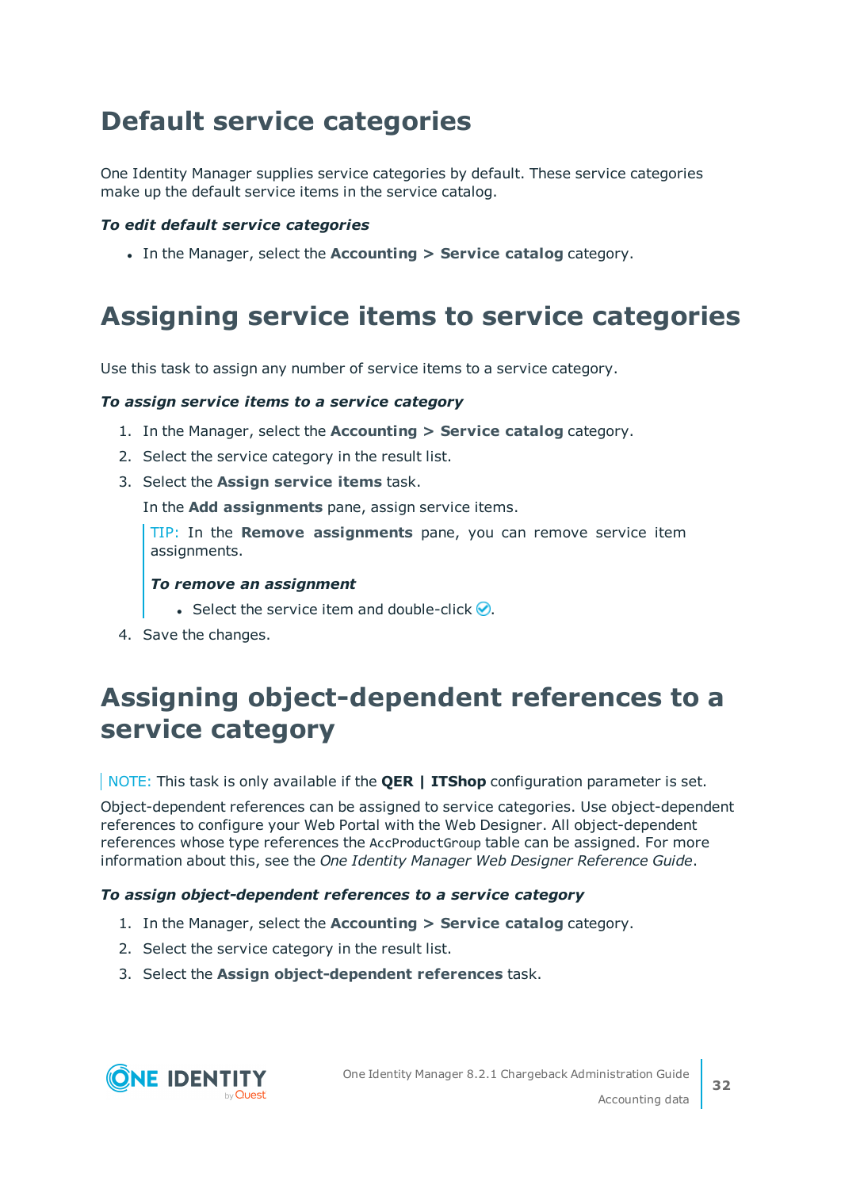# Default service categories

One Identity Manager supplies service categories by default. These service categories make up the default service items in the service catalog.

***To edit default service categories***

- In the Manager, select the **Accounting > Service catalog** category.

# Assigning service items to service categories

Use this task to assign any number of service items to a service category.

***To assign service items to a service category***

1. In the Manager, select the **Accounting > Service catalog** category.
2. Select the service category in the result list.
3. Select the **Assign service items** task.

   In the **Add assignments** pane, assign service items.

   > TIP: In the **Remove assignments** pane, you can remove service item assignments.
   >
   > ***To remove an assignment***
   >
   > - Select the service item and double-click ✅.

4. Save the changes.

# Assigning object-dependent references to a service category

> NOTE: This task is only available if the **QER | ITShop** configuration parameter is set.

Object-dependent references can be assigned to service categories. Use object-dependent references to configure your Web Portal with the Web Designer. All object-dependent references whose type references the `AccProductGroup` table can be assigned. For more information about this, see the *One Identity Manager Web Designer Reference Guide*.

***To assign object-dependent references to a service category***

1. In the Manager, select the **Accounting > Service catalog** category.
2. Select the service category in the result list.
3. Select the **Assign object-dependent references** task.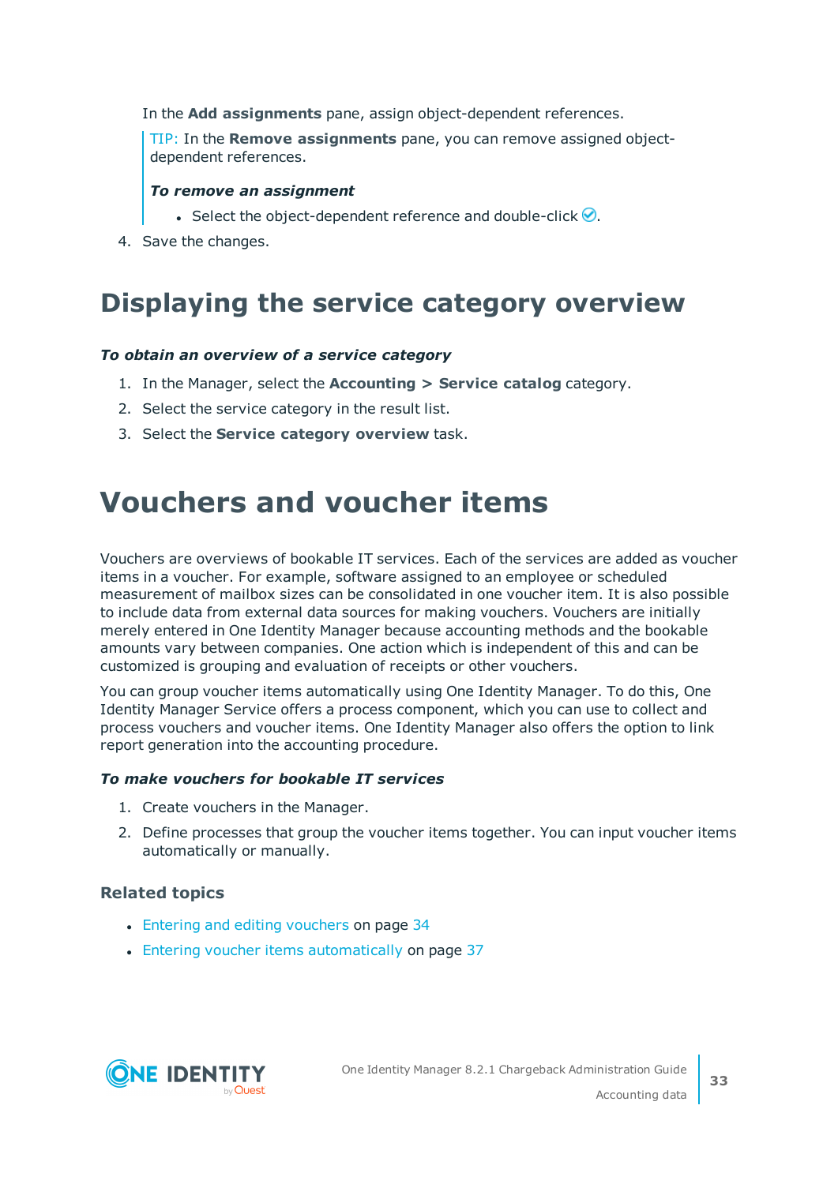In the **Add assignments** pane, assign object-dependent references.

> TIP: In the **Remove assignments** pane, you can remove assigned object-dependent references.
>
> ***To remove an assignment***
>
> - Select the object-dependent reference and double-click ✅.

4. Save the changes.

# Displaying the service category overview

***To obtain an overview of a service category***

1. In the Manager, select the **Accounting > Service catalog** category.
2. Select the service category in the result list.
3. Select the **Service category overview** task.

# Vouchers and voucher items

Vouchers are overviews of bookable IT services. Each of the services are added as voucher items in a voucher. For example, software assigned to an employee or scheduled measurement of mailbox sizes can be consolidated in one voucher item. It is also possible to include data from external data sources for making vouchers. Vouchers are initially merely entered in One Identity Manager because accounting methods and the bookable amounts vary between companies. One action which is independent of this and can be customized is grouping and evaluation of receipts or other vouchers.

You can group voucher items automatically using One Identity Manager. To do this, One Identity Manager Service offers a process component, which you can use to collect and process vouchers and voucher items. One Identity Manager also offers the option to link report generation into the accounting procedure.

***To make vouchers for bookable IT services***

1. Create vouchers in the Manager.
2. Define processes that group the voucher items together. You can input voucher items automatically or manually.

### Related topics

- Entering and editing vouchers on page 34
- Entering voucher items automatically on page 37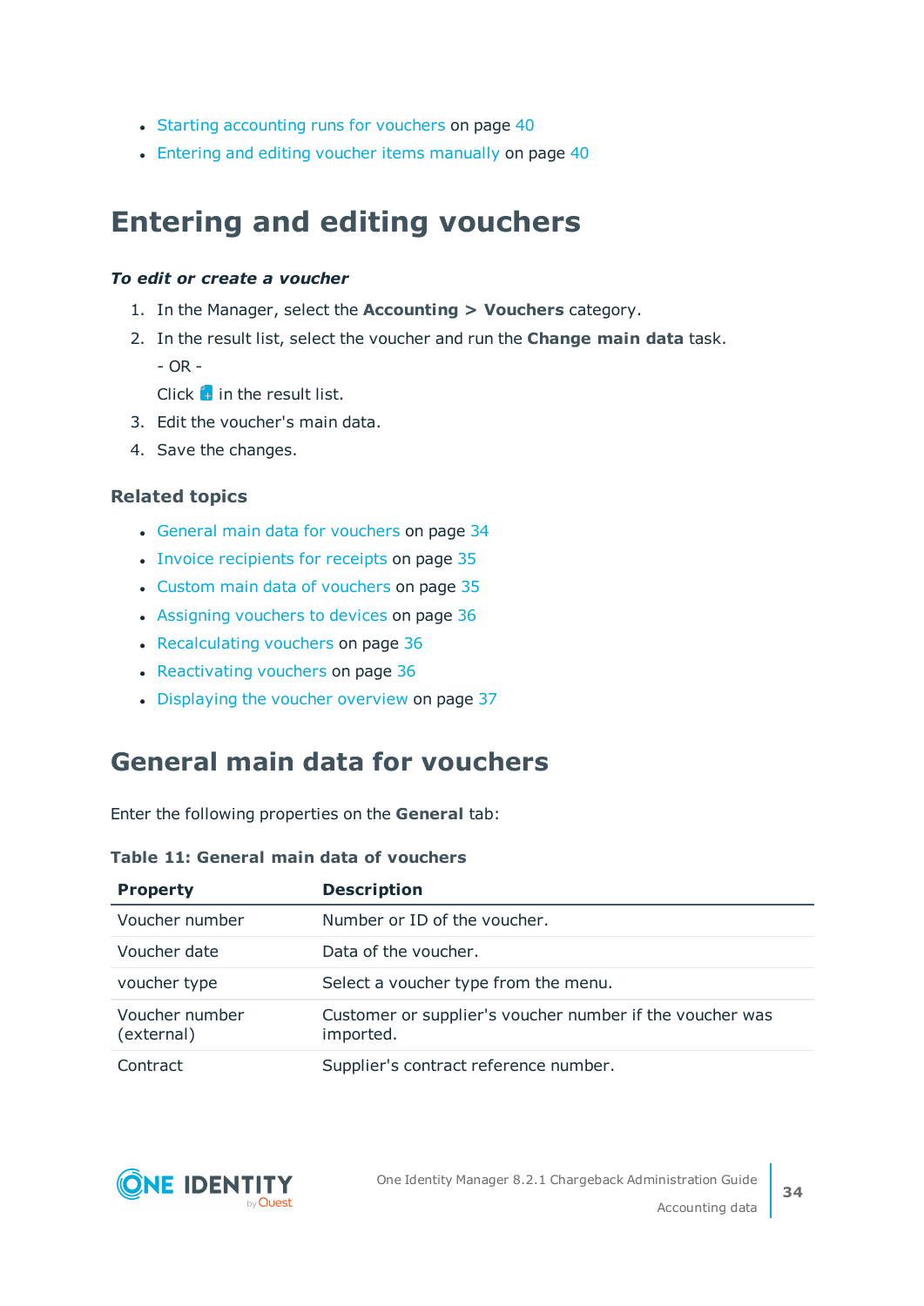- Starting accounting runs for vouchers on page 40
- Entering and editing voucher items manually on page 40

# Entering and editing vouchers

***To edit or create a voucher***

1. In the Manager, select the **Accounting > Vouchers** category.
2. In the result list, select the voucher and run the **Change main data** task.

   - OR -

   Click in the result list.
3. Edit the voucher's main data.
4. Save the changes.

### Related topics

- General main data for vouchers on page 34
- Invoice recipients for receipts on page 35
- Custom main data of vouchers on page 35
- Assigning vouchers to devices on page 36
- Recalculating vouchers on page 36
- Reactivating vouchers on page 36
- Displaying the voucher overview on page 37

# General main data for vouchers

Enter the following properties on the **General** tab:

**Table 11: General main data of vouchers**

| Property | Description |
| --- | --- |
| Voucher number | Number or ID of the voucher. |
| Voucher date | Data of the voucher. |
| voucher type | Select a voucher type from the menu. |
| Voucher number (external) | Customer or supplier's voucher number if the voucher was imported. |
| Contract | Supplier's contract reference number. |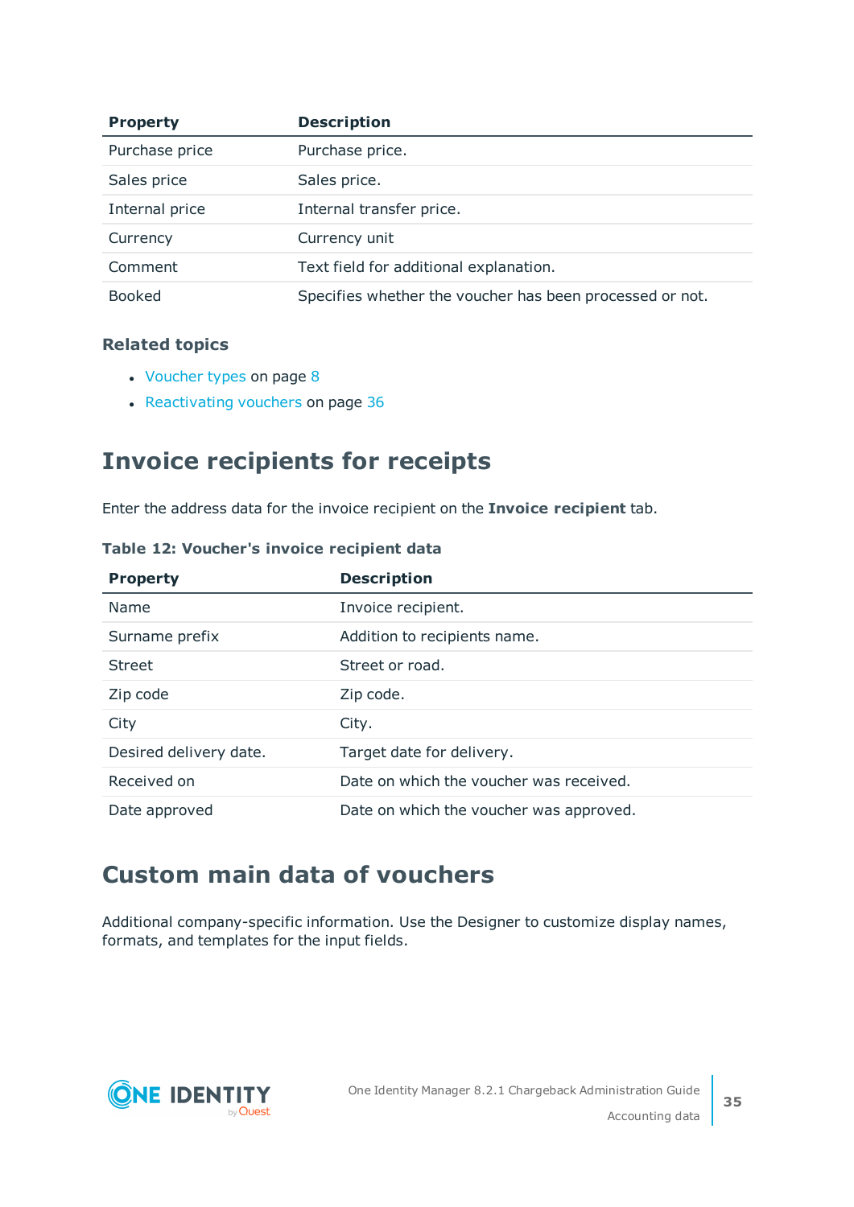| Property | Description |
|---|---|
| Purchase price | Purchase price. |
| Sales price | Sales price. |
| Internal price | Internal transfer price. |
| Currency | Currency unit |
| Comment | Text field for additional explanation. |
| Booked | Specifies whether the voucher has been processed or not. |

### Related topics

- Voucher types on page 8
- Reactivating vouchers on page 36

## Invoice recipients for receipts

Enter the address data for the invoice recipient on the **Invoice recipient** tab.

**Table 12: Voucher's invoice recipient data**

| Property | Description |
|---|---|
| Name | Invoice recipient. |
| Surname prefix | Addition to recipients name. |
| Street | Street or road. |
| Zip code | Zip code. |
| City | City. |
| Desired delivery date. | Target date for delivery. |
| Received on | Date on which the voucher was received. |
| Date approved | Date on which the voucher was approved. |

## Custom main data of vouchers

Additional company-specific information. Use the Designer to customize display names, formats, and templates for the input fields.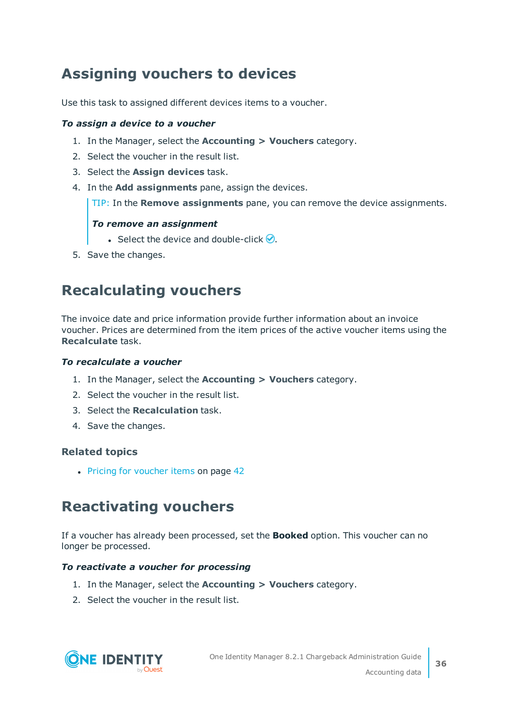# Assigning vouchers to devices

Use this task to assigned different devices items to a voucher.

***To assign a device to a voucher***

1. In the Manager, select the **Accounting > Vouchers** category.
2. Select the voucher in the result list.
3. Select the **Assign devices** task.
4. In the **Add assignments** pane, assign the devices.

   > TIP: In the **Remove assignments** pane, you can remove the device assignments.
   >
   > ***To remove an assignment***
   >
   > - Select the device and double-click ✅.

5. Save the changes.

# Recalculating vouchers

The invoice date and price information provide further information about an invoice voucher. Prices are determined from the item prices of the active voucher items using the **Recalculate** task.

***To recalculate a voucher***

1. In the Manager, select the **Accounting > Vouchers** category.
2. Select the voucher in the result list.
3. Select the **Recalculation** task.
4. Save the changes.

### Related topics

- Pricing for voucher items on page 42

# Reactivating vouchers

If a voucher has already been processed, set the **Booked** option. This voucher can no longer be processed.

***To reactivate a voucher for processing***

1. In the Manager, select the **Accounting > Vouchers** category.
2. Select the voucher in the result list.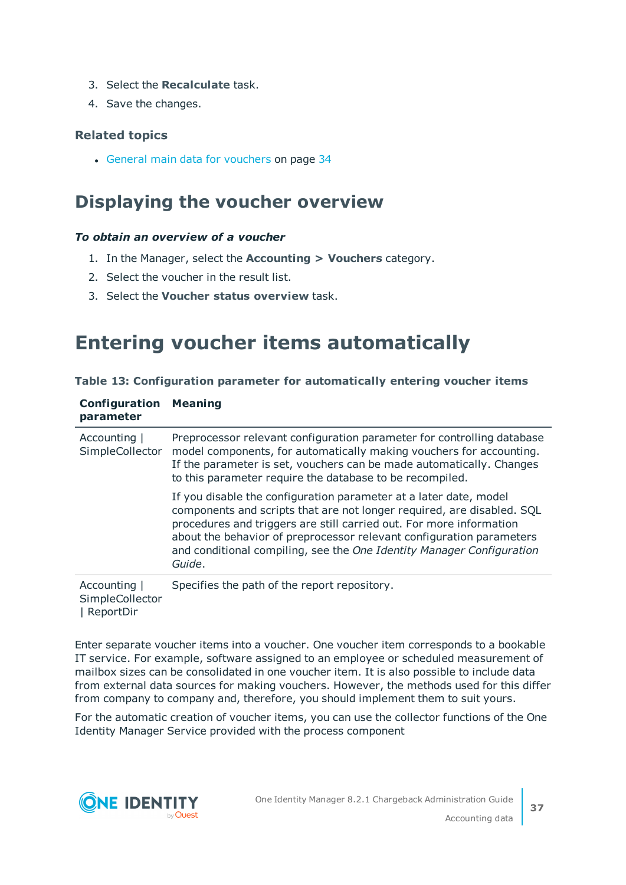3. Select the **Recalculate** task.
4. Save the changes.

### Related topics

- General main data for vouchers on page 34

## Displaying the voucher overview

***To obtain an overview of a voucher***

1. In the Manager, select the **Accounting > Vouchers** category.
2. Select the voucher in the result list.
3. Select the **Voucher status overview** task.

# Entering voucher items automatically

**Table 13: Configuration parameter for automatically entering voucher items**

| Configuration parameter | Meaning |
|---|---|
| Accounting \| SimpleCollector | Preprocessor relevant configuration parameter for controlling database model components, for automatically making vouchers for accounting. If the parameter is set, vouchers can be made automatically. Changes to this parameter require the database to be recompiled.<br><br>If you disable the configuration parameter at a later date, model components and scripts that are not longer required, are disabled. SQL procedures and triggers are still carried out. For more information about the behavior of preprocessor relevant configuration parameters and conditional compiling, see the *One Identity Manager Configuration Guide*. |
| Accounting \| SimpleCollector \| ReportDir | Specifies the path of the report repository. |

Enter separate voucher items into a voucher. One voucher item corresponds to a bookable IT service. For example, software assigned to an employee or scheduled measurement of mailbox sizes can be consolidated in one voucher item. It is also possible to include data from external data sources for making vouchers. However, the methods used for this differ from company to company and, therefore, you should implement them to suit yours.

For the automatic creation of voucher items, you can use the collector functions of the One Identity Manager Service provided with the process component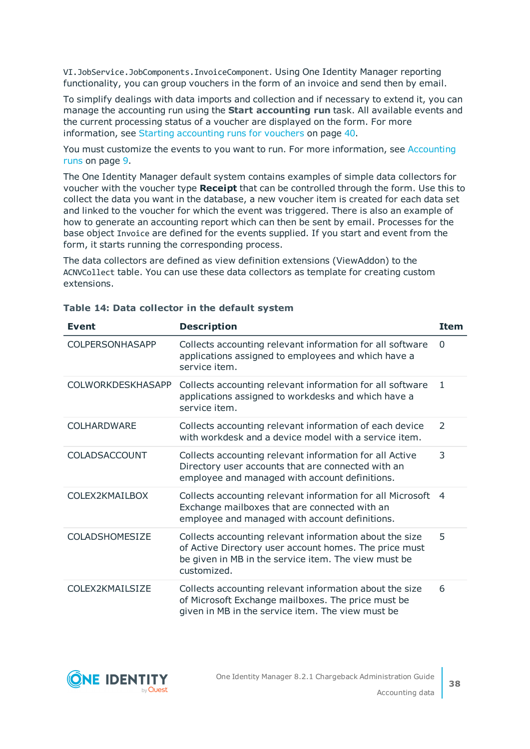`VI.JobService.JobComponents.InvoiceComponent`. Using One Identity Manager reporting functionality, you can group vouchers in the form of an invoice and send then by email.

To simplify dealings with data imports and collection and if necessary to extend it, you can manage the accounting run using the **Start accounting run** task. All available events and the current processing status of a voucher are displayed on the form. For more information, see Starting accounting runs for vouchers on page 40.

You must customize the events to you want to run. For more information, see Accounting runs on page 9.

The One Identity Manager default system contains examples of simple data collectors for voucher with the voucher type **Receipt** that can be controlled through the form. Use this to collect the data you want in the database, a new voucher item is created for each data set and linked to the voucher for which the event was triggered. There is also an example of how to generate an accounting report which can then be sent by email. Processes for the base object `Invoice` are defined for the events supplied. If you start and event from the form, it starts running the corresponding process.

The data collectors are defined as view definition extensions (ViewAddon) to the `ACNVCollect` table. You can use these data collectors as template for creating custom extensions.

**Table 14: Data collector in the default system**

| Event | Description | Item |
|---|---|---|
| COLPERSONHASAPP | Collects accounting relevant information for all software applications assigned to employees and which have a service item. | 0 |
| COLWORKDESKHASAPP | Collects accounting relevant information for all software applications assigned to workdesks and which have a service item. | 1 |
| COLHARDWARE | Collects accounting relevant information of each device with workdesk and a device model with a service item. | 2 |
| COLADSACCOUNT | Collects accounting relevant information for all Active Directory user accounts that are connected with an employee and managed with account definitions. | 3 |
| COLEX2KMAILBOX | Collects accounting relevant information for all Microsoft Exchange mailboxes that are connected with an employee and managed with account definitions. | 4 |
| COLADSHOMESIZE | Collects accounting relevant information about the size of Active Directory user account homes. The price must be given in MB in the service item. The view must be customized. | 5 |
| COLEX2KMAILSIZE | Collects accounting relevant information about the size of Microsoft Exchange mailboxes. The price must be given in MB in the service item. The view must be | 6 |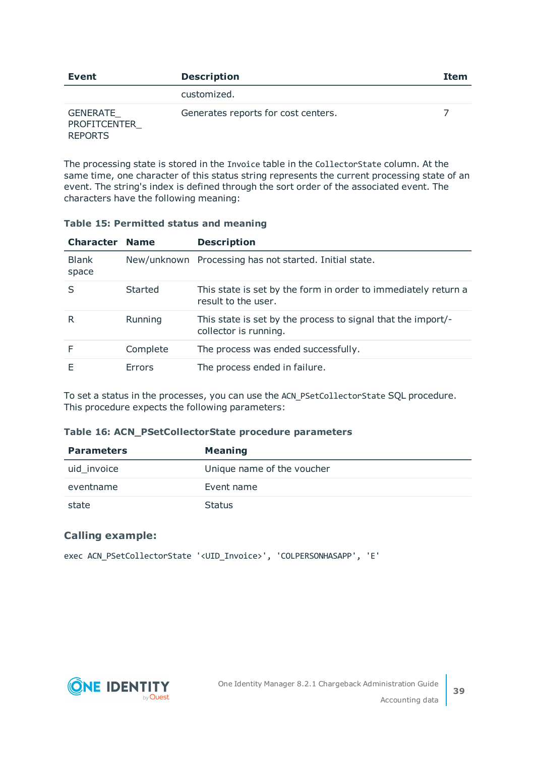| Event | Description | Item |
|---|---|---|
| | customized. | |
| GENERATE_ PROFITCENTER_ REPORTS | Generates reports for cost centers. | 7 |

The processing state is stored in the `Invoice` table in the `CollectorState` column. At the same time, one character of this status string represents the current processing state of an event. The string's index is defined through the sort order of the associated event. The characters have the following meaning:

**Table 15: Permitted status and meaning**

| Character | Name | Description |
|---|---|---|
| Blank space | New/unknown | Processing has not started. Initial state. |
| S | Started | This state is set by the form in order to immediately return a result to the user. |
| R | Running | This state is set by the process to signal that the import/-collector is running. |
| F | Complete | The process was ended successfully. |
| E | Errors | The process ended in failure. |

To set a status in the processes, you can use the `ACN_PSetCollectorState` SQL procedure. This procedure expects the following parameters:

**Table 16: ACN_PSetCollectorState procedure parameters**

| Parameters | Meaning |
|---|---|
| uid_invoice | Unique name of the voucher |
| eventname | Event name |
| state | Status |

### Calling example:

```
exec ACN_PSetCollectorState '<UID_Invoice>', 'COLPERSONHASAPP', 'E'
```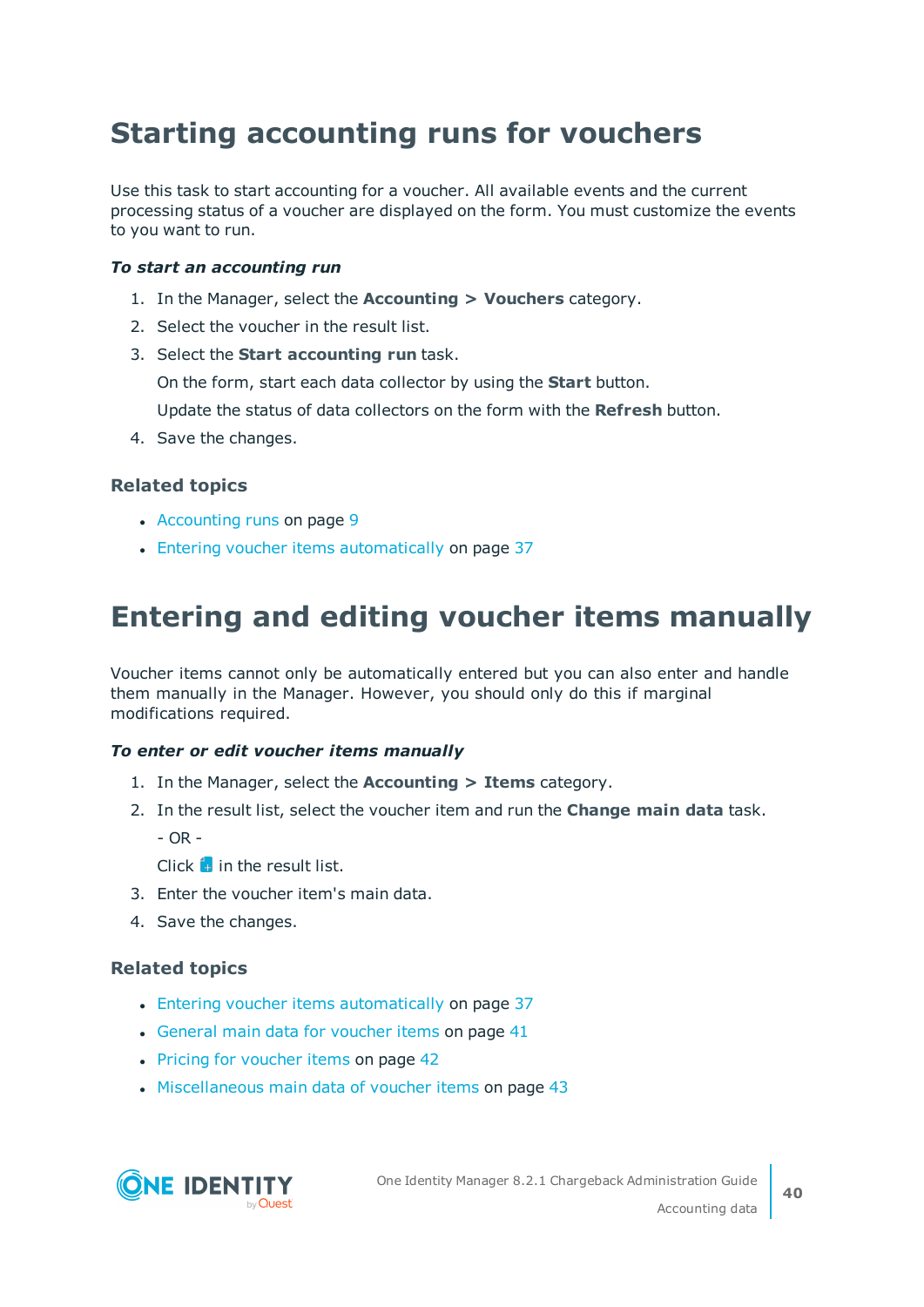# Starting accounting runs for vouchers

Use this task to start accounting for a voucher. All available events and the current processing status of a voucher are displayed on the form. You must customize the events to you want to run.

***To start an accounting run***

1. In the Manager, select the **Accounting > Vouchers** category.
2. Select the voucher in the result list.
3. Select the **Start accounting run** task.

   On the form, start each data collector by using the **Start** button.

   Update the status of data collectors on the form with the **Refresh** button.
4. Save the changes.

### Related topics

- Accounting runs on page 9
- Entering voucher items automatically on page 37

# Entering and editing voucher items manually

Voucher items cannot only be automatically entered but you can also enter and handle them manually in the Manager. However, you should only do this if marginal modifications required.

***To enter or edit voucher items manually***

1. In the Manager, select the **Accounting > Items** category.
2. In the result list, select the voucher item and run the **Change main data** task.

   - OR -

   Click in the result list.
3. Enter the voucher item's main data.
4. Save the changes.

### Related topics

- Entering voucher items automatically on page 37
- General main data for voucher items on page 41
- Pricing for voucher items on page 42
- Miscellaneous main data of voucher items on page 43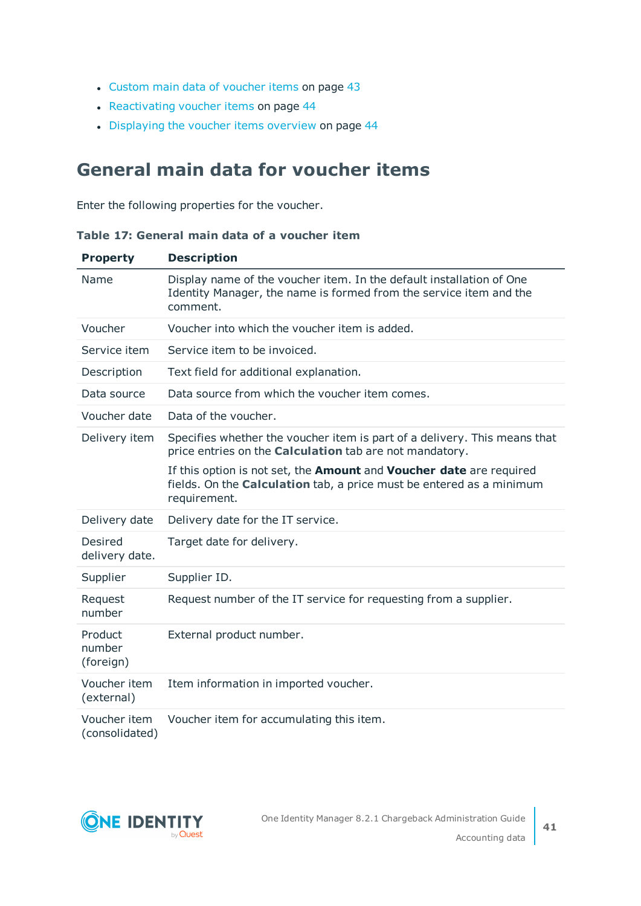- Custom main data of voucher items on page 43
- Reactivating voucher items on page 44
- Displaying the voucher items overview on page 44

## General main data for voucher items

Enter the following properties for the voucher.

**Table 17: General main data of a voucher item**

| Property | Description |
|---|---|
| Name | Display name of the voucher item. In the default installation of One Identity Manager, the name is formed from the service item and the comment. |
| Voucher | Voucher into which the voucher item is added. |
| Service item | Service item to be invoiced. |
| Description | Text field for additional explanation. |
| Data source | Data source from which the voucher item comes. |
| Voucher date | Data of the voucher. |
| Delivery item | Specifies whether the voucher item is part of a delivery. This means that price entries on the **Calculation** tab are not mandatory.<br><br>If this option is not set, the **Amount** and **Voucher date** are required fields. On the **Calculation** tab, a price must be entered as a minimum requirement. |
| Delivery date | Delivery date for the IT service. |
| Desired delivery date. | Target date for delivery. |
| Supplier | Supplier ID. |
| Request number | Request number of the IT service for requesting from a supplier. |
| Product number (foreign) | External product number. |
| Voucher item (external) | Item information in imported voucher. |
| Voucher item (consolidated) | Voucher item for accumulating this item. |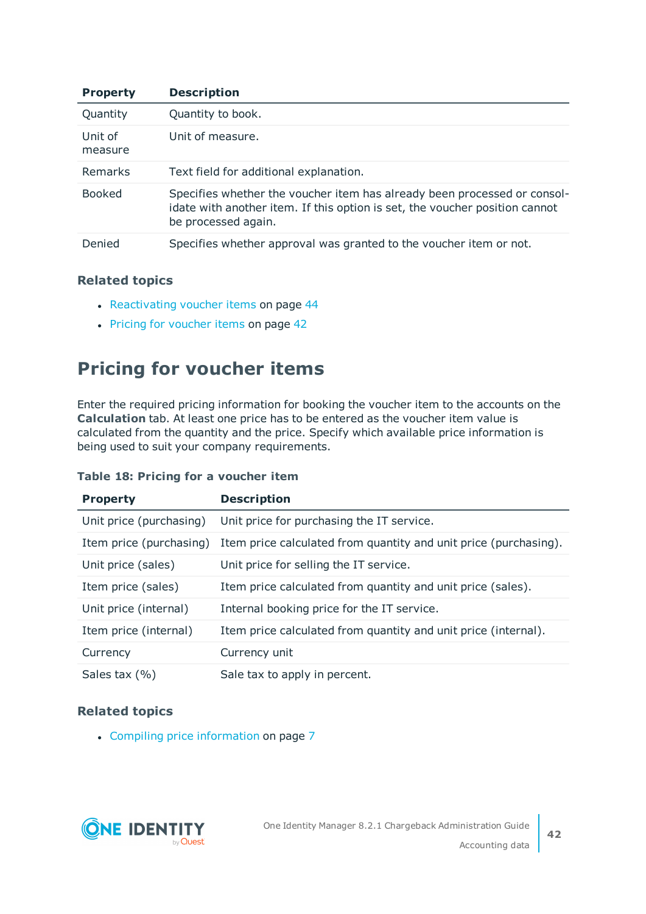| Property | Description |
|---|---|
| Quantity | Quantity to book. |
| Unit of measure | Unit of measure. |
| Remarks | Text field for additional explanation. |
| Booked | Specifies whether the voucher item has already been processed or consolidate with another item. If this option is set, the voucher position cannot be processed again. |
| Denied | Specifies whether approval was granted to the voucher item or not. |

### Related topics

- Reactivating voucher items on page 44
- Pricing for voucher items on page 42

## Pricing for voucher items

Enter the required pricing information for booking the voucher item to the accounts on the **Calculation** tab. At least one price has to be entered as the voucher item value is calculated from the quantity and the price. Specify which available price information is being used to suit your company requirements.

**Table 18: Pricing for a voucher item**

| Property | Description |
|---|---|
| Unit price (purchasing) | Unit price for purchasing the IT service. |
| Item price (purchasing) | Item price calculated from quantity and unit price (purchasing). |
| Unit price (sales) | Unit price for selling the IT service. |
| Item price (sales) | Item price calculated from quantity and unit price (sales). |
| Unit price (internal) | Internal booking price for the IT service. |
| Item price (internal) | Item price calculated from quantity and unit price (internal). |
| Currency | Currency unit |
| Sales tax (%) | Sale tax to apply in percent. |

### Related topics

- Compiling price information on page 7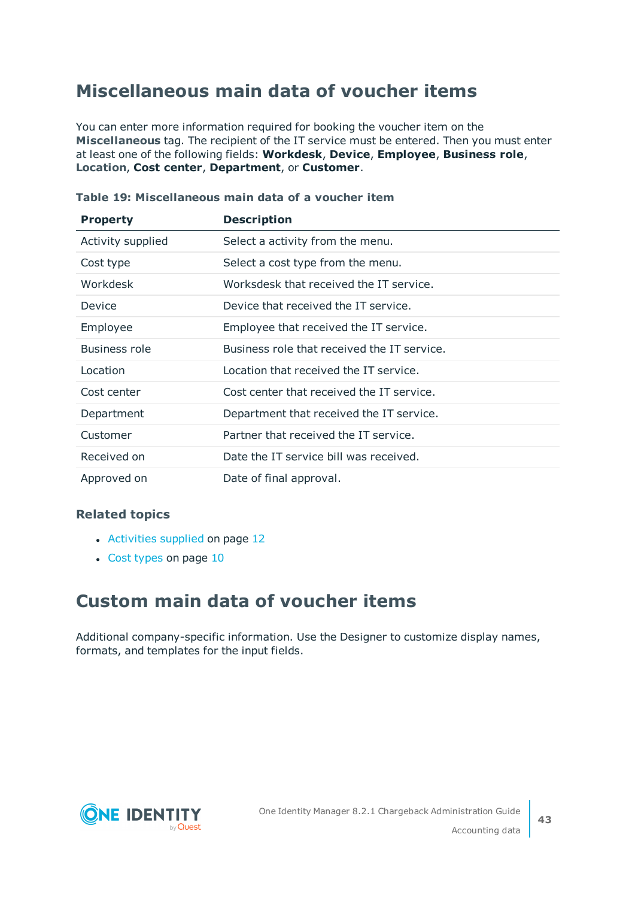## Miscellaneous main data of voucher items

You can enter more information required for booking the voucher item on the **Miscellaneous** tag. The recipient of the IT service must be entered. Then you must enter at least one of the following fields: **Workdesk**, **Device**, **Employee**, **Business role**, **Location**, **Cost center**, **Department**, or **Customer**.

**Table 19: Miscellaneous main data of a voucher item**

| Property | Description |
|---|---|
| Activity supplied | Select a activity from the menu. |
| Cost type | Select a cost type from the menu. |
| Workdesk | Worksdesk that received the IT service. |
| Device | Device that received the IT service. |
| Employee | Employee that received the IT service. |
| Business role | Business role that received the IT service. |
| Location | Location that received the IT service. |
| Cost center | Cost center that received the IT service. |
| Department | Department that received the IT service. |
| Customer | Partner that received the IT service. |
| Received on | Date the IT service bill was received. |
| Approved on | Date of final approval. |

### Related topics

- Activities supplied on page 12
- Cost types on page 10

## Custom main data of voucher items

Additional company-specific information. Use the Designer to customize display names, formats, and templates for the input fields.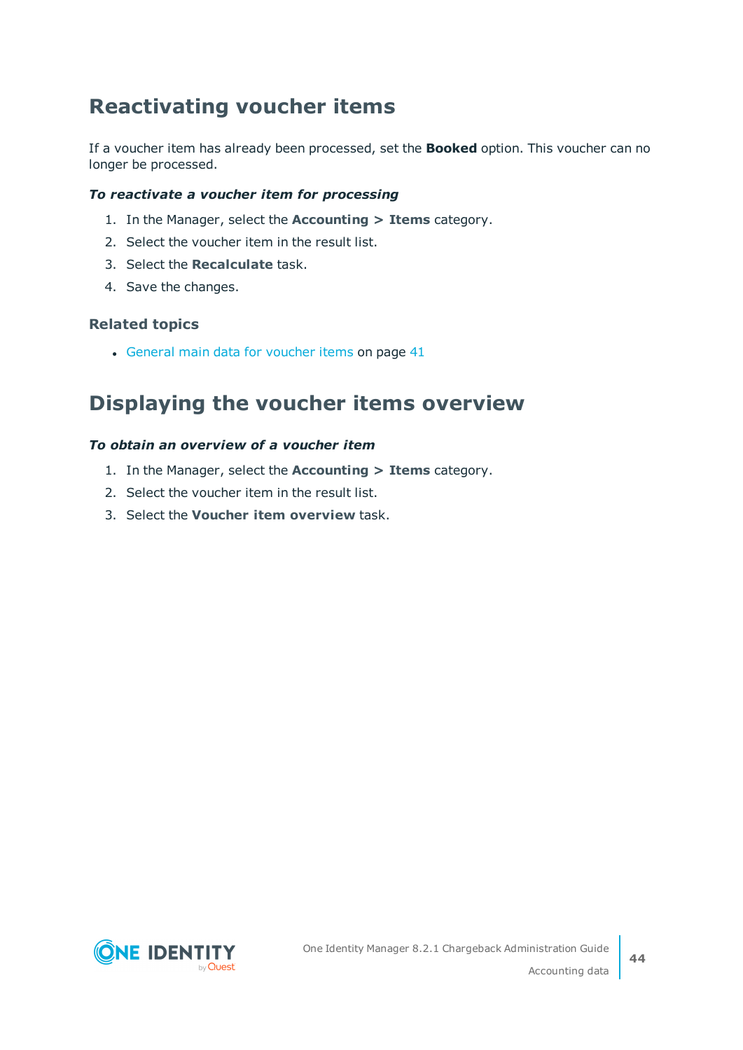# Reactivating voucher items

If a voucher item has already been processed, set the **Booked** option. This voucher can no longer be processed.

***To reactivate a voucher item for processing***

1. In the Manager, select the **Accounting > Items** category.
2. Select the voucher item in the result list.
3. Select the **Recalculate** task.
4. Save the changes.

### Related topics

- General main data for voucher items on page 41

# Displaying the voucher items overview

***To obtain an overview of a voucher item***

1. In the Manager, select the **Accounting > Items** category.
2. Select the voucher item in the result list.
3. Select the **Voucher item overview** task.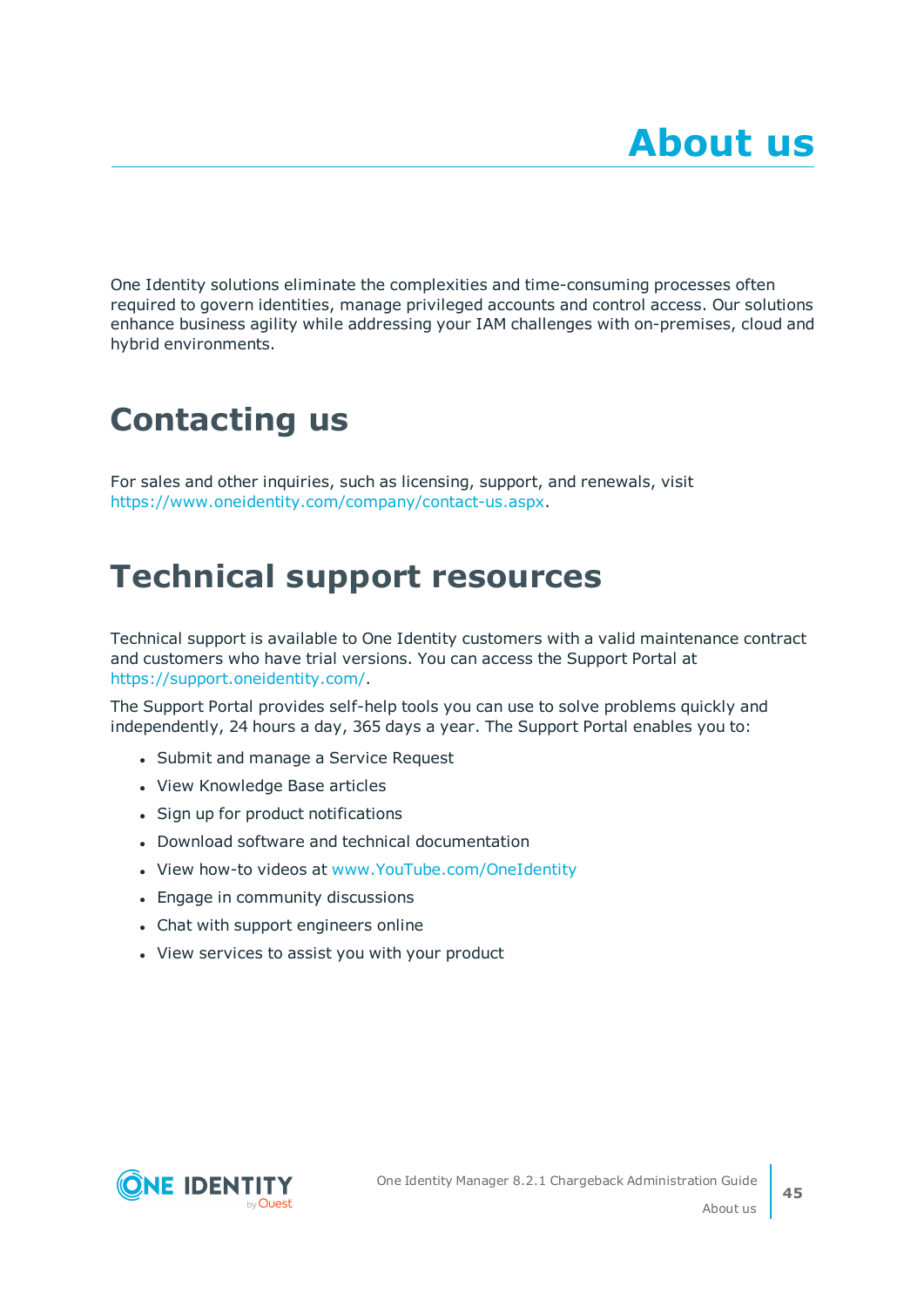# About us

One Identity solutions eliminate the complexities and time-consuming processes often required to govern identities, manage privileged accounts and control access. Our solutions enhance business agility while addressing your IAM challenges with on-premises, cloud and hybrid environments.

## Contacting us

For sales and other inquiries, such as licensing, support, and renewals, visit https://www.oneidentity.com/company/contact-us.aspx.

## Technical support resources

Technical support is available to One Identity customers with a valid maintenance contract and customers who have trial versions. You can access the Support Portal at https://support.oneidentity.com/.

The Support Portal provides self-help tools you can use to solve problems quickly and independently, 24 hours a day, 365 days a year. The Support Portal enables you to:

- Submit and manage a Service Request
- View Knowledge Base articles
- Sign up for product notifications
- Download software and technical documentation
- View how-to videos at www.YouTube.com/OneIdentity
- Engage in community discussions
- Chat with support engineers online
- View services to assist you with your product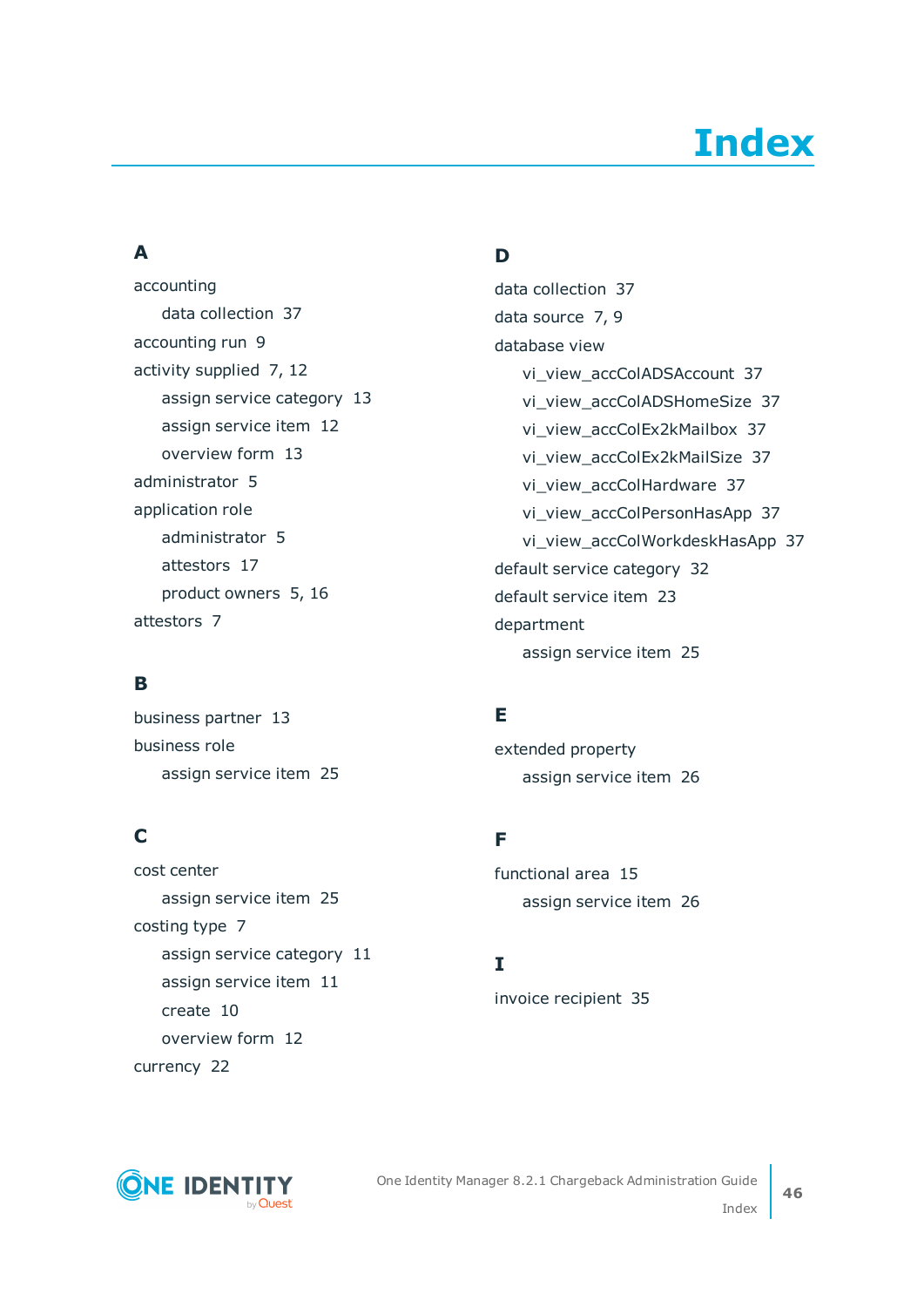# Index

## A

accounting
- data collection 37

accounting run 9

activity supplied 7, 12
- assign service category 13
- assign service item 12
- overview form 13

administrator 5

application role
- administrator 5
- attestors 17
- product owners 5, 16

attestors 7

## B

business partner 13

business role
- assign service item 25

## C

cost center
- assign service item 25

costing type 7
- assign service category 11
- assign service item 11
- create 10
- overview form 12

currency 22

## D

data collection 37

data source 7, 9

database view
- vi_view_accColADSAccount 37
- vi_view_accColADSHomeSize 37
- vi_view_accColEx2kMailbox 37
- vi_view_accColEx2kMailSize 37
- vi_view_accColHardware 37
- vi_view_accColPersonHasApp 37
- vi_view_accColWorkdeskHasApp 37

default service category 32

default service item 23

department
- assign service item 25

## E

extended property
- assign service item 26

## F

functional area 15
- assign service item 26

## I

invoice recipient 35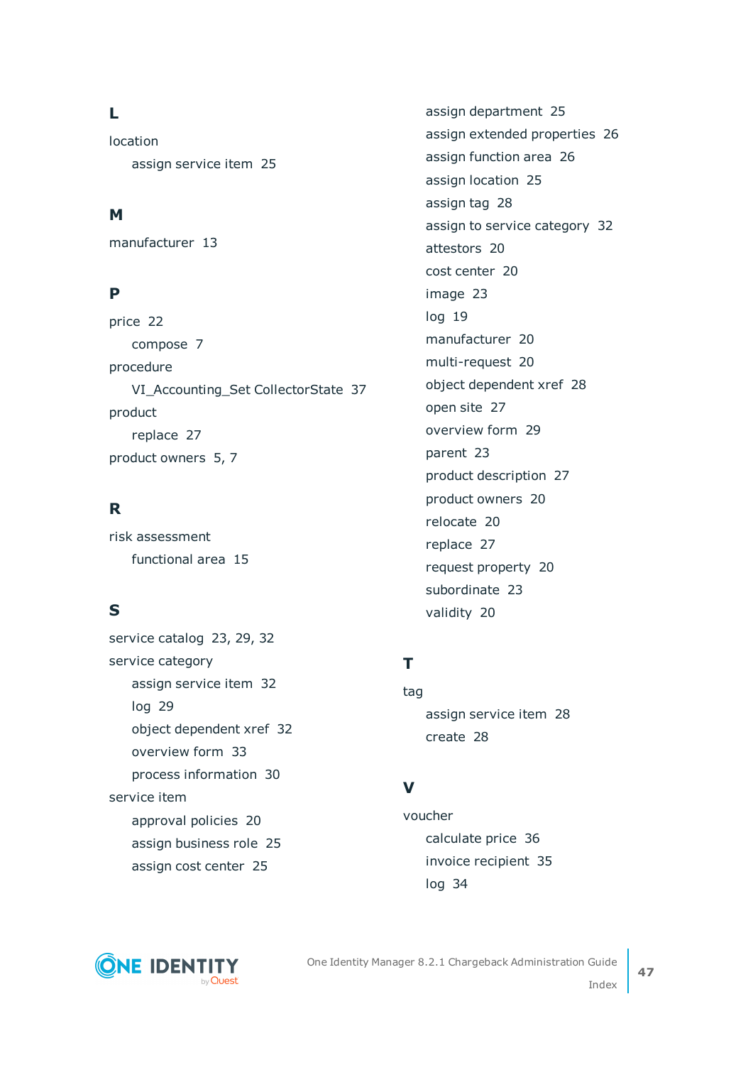## L

location

- assign service item 25

## M

manufacturer 13

## P

price 22

- compose 7

procedure

- VI_Accounting_Set CollectorState 37

product

- replace 27

product owners 5, 7

## R

risk assessment

- functional area 15

## S

service catalog 23, 29, 32

service category

- assign service item 32
- log 29
- object dependent xref 32
- overview form 33
- process information 30

service item

- approval policies 20
- assign business role 25
- assign cost center 25
- assign department 25
- assign extended properties 26
- assign function area 26
- assign location 25
- assign tag 28
- assign to service category 32
- attestors 20
- cost center 20
- image 23
- log 19
- manufacturer 20
- multi-request 20
- object dependent xref 28
- open site 27
- overview form 29
- parent 23
- product description 27
- product owners 20
- relocate 20
- replace 27
- request property 20
- subordinate 23
- validity 20

## T

tag

- assign service item 28
- create 28

## V

voucher

- calculate price 36
- invoice recipient 35
- log 34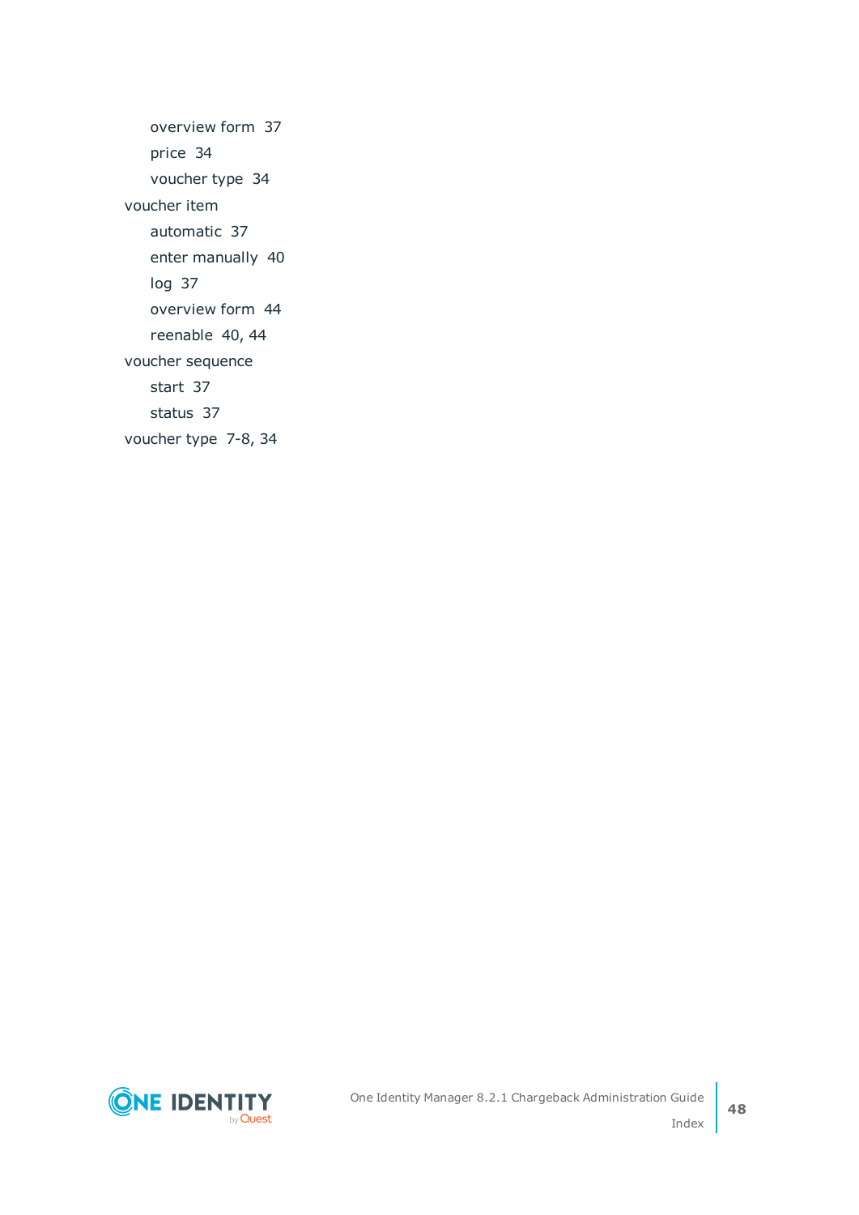- overview form 37
- price 34
- voucher type 34

voucher item

- automatic 37
- enter manually 40
- log 37
- overview form 44
- reenable 40, 44

voucher sequence

- start 37
- status 37

voucher type 7-8, 34